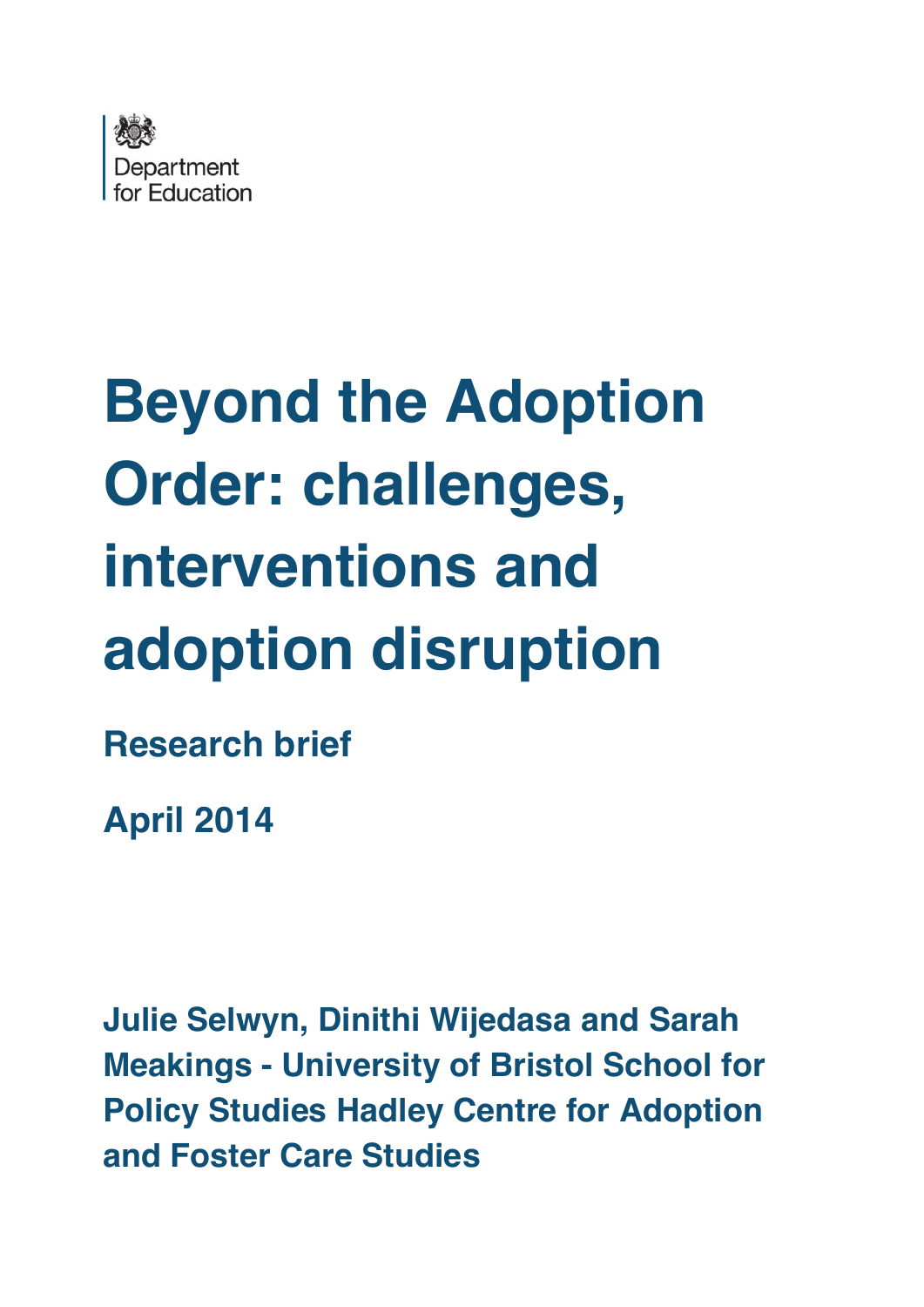Department for Education

# Beyond the Adoption Order: challenges, interventions and adoption disruption

**Research brief**

**April 2014**

**Julie Selwyn, Dinithi Wijedasa and Sarah Meakings - University of Bristol School for Policy Studies Hadley Centre for Adoption and Foster Care Studies**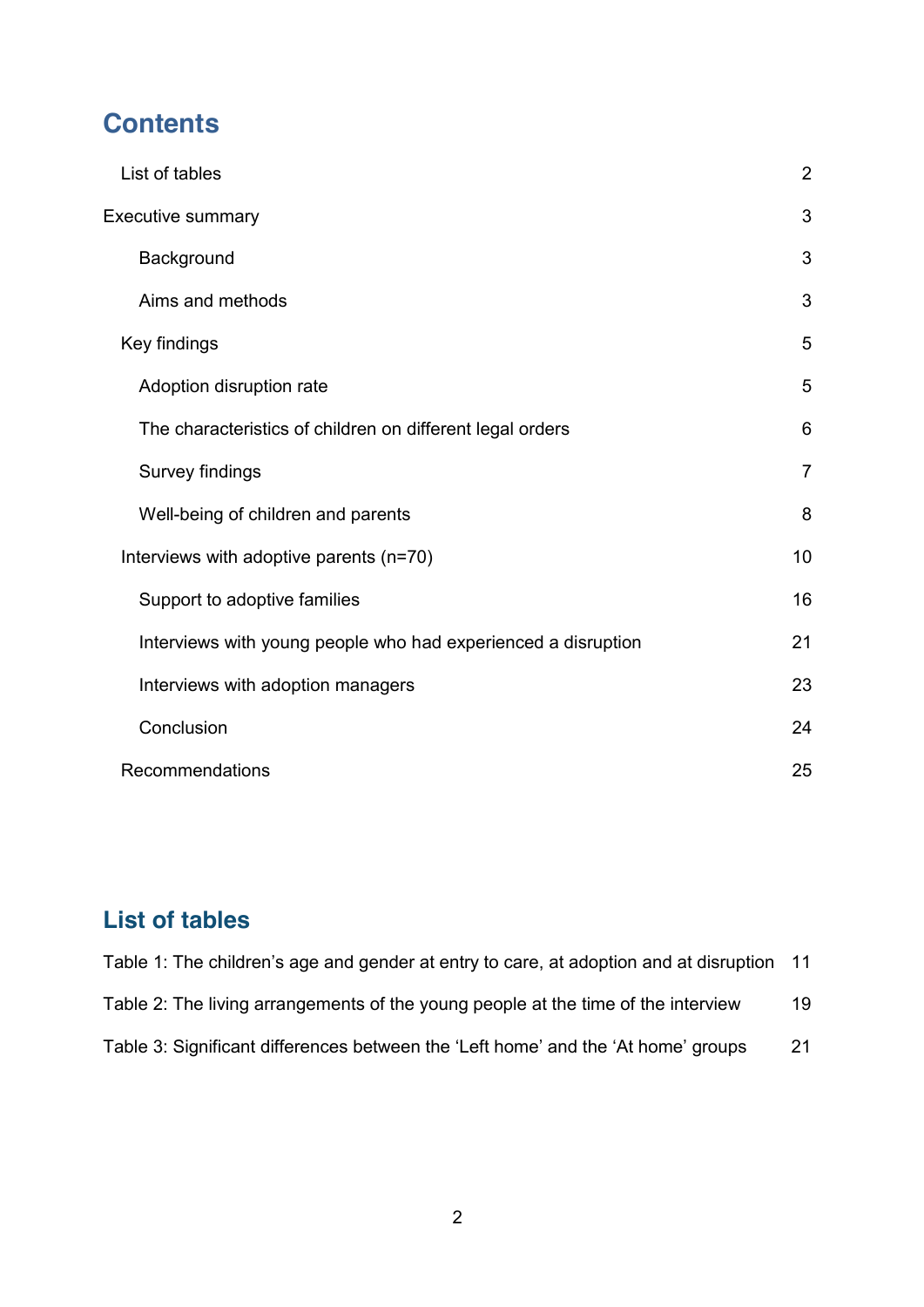# Contents

| | |
|---|---|
| List of tables | 2 |
| Executive summary | 3 |
| Background | 3 |
| Aims and methods | 3 |
| Key findings | 5 |
| Adoption disruption rate | 5 |
| The characteristics of children on different legal orders | 6 |
| Survey findings | 7 |
| Well-being of children and parents | 8 |
| Interviews with adoptive parents (n=70) | 10 |
| Support to adoptive families | 16 |
| Interviews with young people who had experienced a disruption | 21 |
| Interviews with adoption managers | 23 |
| Conclusion | 24 |
| Recommendations | 25 |

# List of tables

| | |
|---|---|
| Table 1: The children's age and gender at entry to care, at adoption and at disruption | 11 |
| Table 2: The living arrangements of the young people at the time of the interview | 19 |
| Table 3: Significant differences between the 'Left home' and the 'At home' groups | 21 |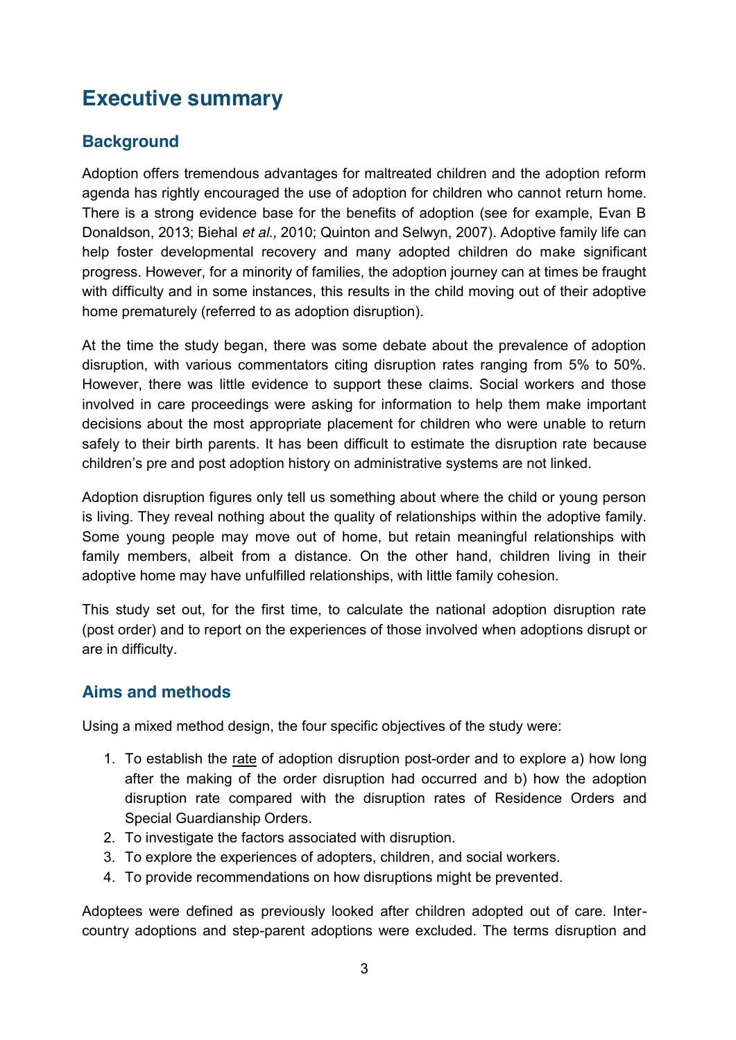# Executive summary

## Background

Adoption offers tremendous advantages for maltreated children and the adoption reform agenda has rightly encouraged the use of adoption for children who cannot return home. There is a strong evidence base for the benefits of adoption (see for example, Evan B Donaldson, 2013; Biehal *et al.,* 2010; Quinton and Selwyn, 2007). Adoptive family life can help foster developmental recovery and many adopted children do make significant progress. However, for a minority of families, the adoption journey can at times be fraught with difficulty and in some instances, this results in the child moving out of their adoptive home prematurely (referred to as adoption disruption).

At the time the study began, there was some debate about the prevalence of adoption disruption, with various commentators citing disruption rates ranging from 5% to 50%. However, there was little evidence to support these claims. Social workers and those involved in care proceedings were asking for information to help them make important decisions about the most appropriate placement for children who were unable to return safely to their birth parents. It has been difficult to estimate the disruption rate because children's pre and post adoption history on administrative systems are not linked.

Adoption disruption figures only tell us something about where the child or young person is living. They reveal nothing about the quality of relationships within the adoptive family. Some young people may move out of home, but retain meaningful relationships with family members, albeit from a distance. On the other hand, children living in their adoptive home may have unfulfilled relationships, with little family cohesion.

This study set out, for the first time, to calculate the national adoption disruption rate (post order) and to report on the experiences of those involved when adoptions disrupt or are in difficulty.

## Aims and methods

Using a mixed method design, the four specific objectives of the study were:

1. To establish the rate of adoption disruption post-order and to explore a) how long after the making of the order disruption had occurred and b) how the adoption disruption rate compared with the disruption rates of Residence Orders and Special Guardianship Orders.
2. To investigate the factors associated with disruption.
3. To explore the experiences of adopters, children, and social workers.
4. To provide recommendations on how disruptions might be prevented.

Adoptees were defined as previously looked after children adopted out of care. Inter-country adoptions and step-parent adoptions were excluded. The terms disruption and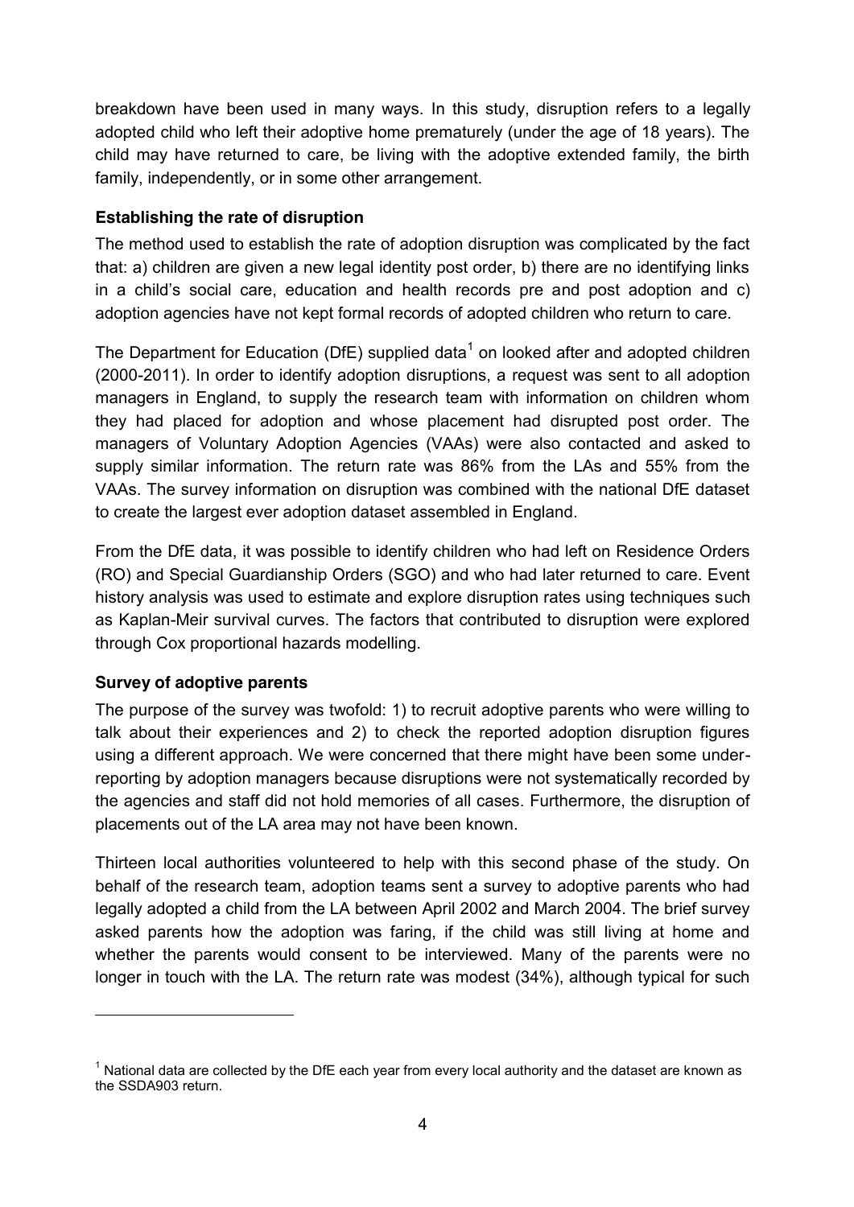breakdown have been used in many ways. In this study, disruption refers to a legally adopted child who left their adoptive home prematurely (under the age of 18 years). The child may have returned to care, be living with the adoptive extended family, the birth family, independently, or in some other arrangement.

**Establishing the rate of disruption**

The method used to establish the rate of adoption disruption was complicated by the fact that: a) children are given a new legal identity post order, b) there are no identifying links in a child's social care, education and health records pre and post adoption and c) adoption agencies have not kept formal records of adopted children who return to care.

The Department for Education (DfE) supplied data[1] on looked after and adopted children (2000-2011). In order to identify adoption disruptions, a request was sent to all adoption managers in England, to supply the research team with information on children whom they had placed for adoption and whose placement had disrupted post order. The managers of Voluntary Adoption Agencies (VAAs) were also contacted and asked to supply similar information. The return rate was 86% from the LAs and 55% from the VAAs. The survey information on disruption was combined with the national DfE dataset to create the largest ever adoption dataset assembled in England.

From the DfE data, it was possible to identify children who had left on Residence Orders (RO) and Special Guardianship Orders (SGO) and who had later returned to care. Event history analysis was used to estimate and explore disruption rates using techniques such as Kaplan-Meir survival curves. The factors that contributed to disruption were explored through Cox proportional hazards modelling.

**Survey of adoptive parents**

The purpose of the survey was twofold: 1) to recruit adoptive parents who were willing to talk about their experiences and 2) to check the reported adoption disruption figures using a different approach. We were concerned that there might have been some under-reporting by adoption managers because disruptions were not systematically recorded by the agencies and staff did not hold memories of all cases. Furthermore, the disruption of placements out of the LA area may not have been known.

Thirteen local authorities volunteered to help with this second phase of the study. On behalf of the research team, adoption teams sent a survey to adoptive parents who had legally adopted a child from the LA between April 2002 and March 2004. The brief survey asked parents how the adoption was faring, if the child was still living at home and whether the parents would consent to be interviewed. Many of the parents were no longer in touch with the LA. The return rate was modest (34%), although typical for such

[1] National data are collected by the DfE each year from every local authority and the dataset are known as the SSDA903 return.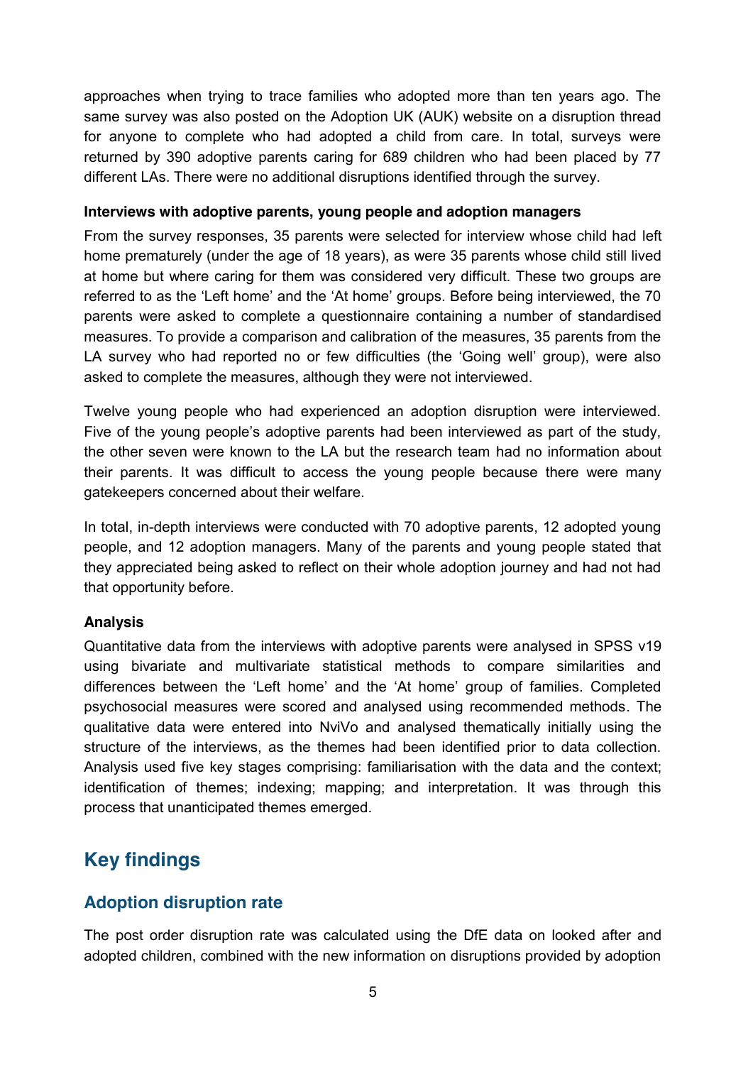approaches when trying to trace families who adopted more than ten years ago. The same survey was also posted on the Adoption UK (AUK) website on a disruption thread for anyone to complete who had adopted a child from care. In total, surveys were returned by 390 adoptive parents caring for 689 children who had been placed by 77 different LAs. There were no additional disruptions identified through the survey.

**Interviews with adoptive parents, young people and adoption managers**

From the survey responses, 35 parents were selected for interview whose child had left home prematurely (under the age of 18 years), as were 35 parents whose child still lived at home but where caring for them was considered very difficult. These two groups are referred to as the 'Left home' and the 'At home' groups. Before being interviewed, the 70 parents were asked to complete a questionnaire containing a number of standardised measures. To provide a comparison and calibration of the measures, 35 parents from the LA survey who had reported no or few difficulties (the 'Going well' group), were also asked to complete the measures, although they were not interviewed.

Twelve young people who had experienced an adoption disruption were interviewed. Five of the young people's adoptive parents had been interviewed as part of the study, the other seven were known to the LA but the research team had no information about their parents. It was difficult to access the young people because there were many gatekeepers concerned about their welfare.

In total, in-depth interviews were conducted with 70 adoptive parents, 12 adopted young people, and 12 adoption managers. Many of the parents and young people stated that they appreciated being asked to reflect on their whole adoption journey and had not had that opportunity before.

**Analysis**

Quantitative data from the interviews with adoptive parents were analysed in SPSS v19 using bivariate and multivariate statistical methods to compare similarities and differences between the 'Left home' and the 'At home' group of families. Completed psychosocial measures were scored and analysed using recommended methods. The qualitative data were entered into NviVo and analysed thematically initially using the structure of the interviews, as the themes had been identified prior to data collection. Analysis used five key stages comprising: familiarisation with the data and the context; identification of themes; indexing; mapping; and interpretation. It was through this process that unanticipated themes emerged.

# Key findings

## Adoption disruption rate

The post order disruption rate was calculated using the DfE data on looked after and adopted children, combined with the new information on disruptions provided by adoption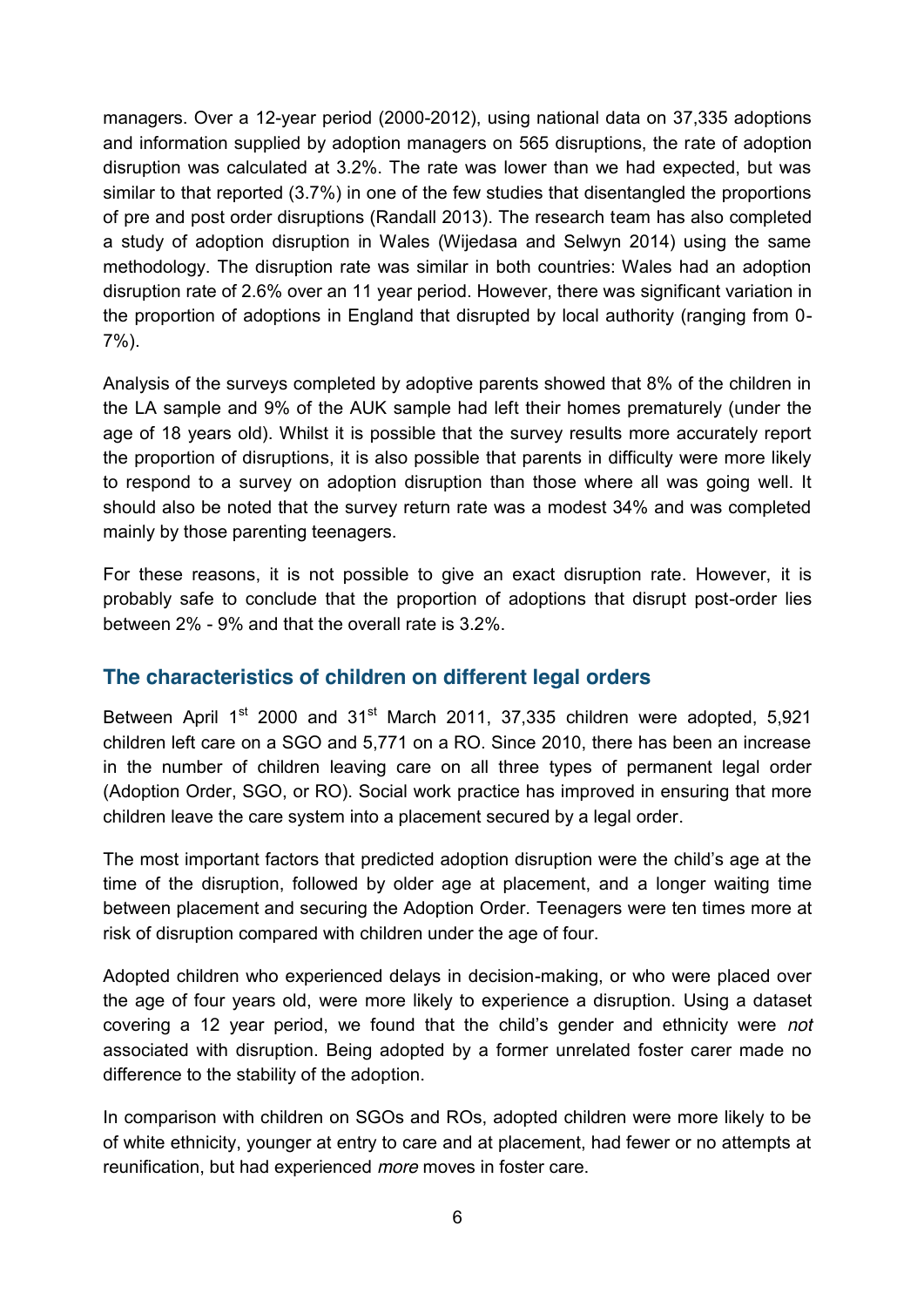managers. Over a 12-year period (2000-2012), using national data on 37,335 adoptions and information supplied by adoption managers on 565 disruptions, the rate of adoption disruption was calculated at 3.2%. The rate was lower than we had expected, but was similar to that reported (3.7%) in one of the few studies that disentangled the proportions of pre and post order disruptions (Randall 2013). The research team has also completed a study of adoption disruption in Wales (Wijedasa and Selwyn 2014) using the same methodology. The disruption rate was similar in both countries: Wales had an adoption disruption rate of 2.6% over an 11 year period. However, there was significant variation in the proportion of adoptions in England that disrupted by local authority (ranging from 0-7%).

Analysis of the surveys completed by adoptive parents showed that 8% of the children in the LA sample and 9% of the AUK sample had left their homes prematurely (under the age of 18 years old). Whilst it is possible that the survey results more accurately report the proportion of disruptions, it is also possible that parents in difficulty were more likely to respond to a survey on adoption disruption than those where all was going well. It should also be noted that the survey return rate was a modest 34% and was completed mainly by those parenting teenagers.

For these reasons, it is not possible to give an exact disruption rate. However, it is probably safe to conclude that the proportion of adoptions that disrupt post-order lies between 2% - 9% and that the overall rate is 3.2%.

## The characteristics of children on different legal orders

Between April 1st 2000 and 31st March 2011, 37,335 children were adopted, 5,921 children left care on a SGO and 5,771 on a RO. Since 2010, there has been an increase in the number of children leaving care on all three types of permanent legal order (Adoption Order, SGO, or RO). Social work practice has improved in ensuring that more children leave the care system into a placement secured by a legal order.

The most important factors that predicted adoption disruption were the child's age at the time of the disruption, followed by older age at placement, and a longer waiting time between placement and securing the Adoption Order. Teenagers were ten times more at risk of disruption compared with children under the age of four.

Adopted children who experienced delays in decision-making, or who were placed over the age of four years old, were more likely to experience a disruption. Using a dataset covering a 12 year period, we found that the child's gender and ethnicity were *not* associated with disruption. Being adopted by a former unrelated foster carer made no difference to the stability of the adoption.

In comparison with children on SGOs and ROs, adopted children were more likely to be of white ethnicity, younger at entry to care and at placement, had fewer or no attempts at reunification, but had experienced *more* moves in foster care.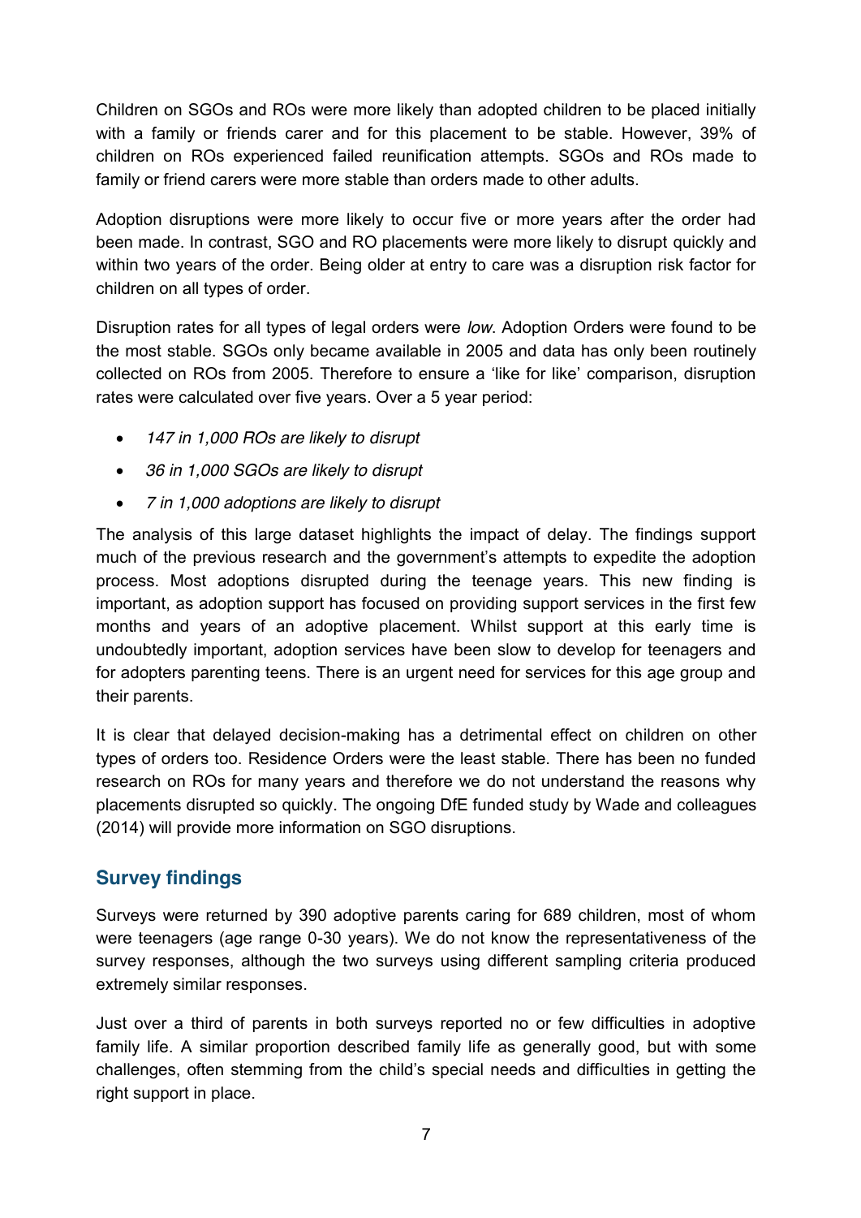Children on SGOs and ROs were more likely than adopted children to be placed initially with a family or friends carer and for this placement to be stable. However, 39% of children on ROs experienced failed reunification attempts. SGOs and ROs made to family or friend carers were more stable than orders made to other adults.

Adoption disruptions were more likely to occur five or more years after the order had been made. In contrast, SGO and RO placements were more likely to disrupt quickly and within two years of the order. Being older at entry to care was a disruption risk factor for children on all types of order.

Disruption rates for all types of legal orders were *low*. Adoption Orders were found to be the most stable. SGOs only became available in 2005 and data has only been routinely collected on ROs from 2005. Therefore to ensure a 'like for like' comparison, disruption rates were calculated over five years. Over a 5 year period:

- *147 in 1,000 ROs are likely to disrupt*
- *36 in 1,000 SGOs are likely to disrupt*
- *7 in 1,000 adoptions are likely to disrupt*

The analysis of this large dataset highlights the impact of delay. The findings support much of the previous research and the government's attempts to expedite the adoption process. Most adoptions disrupted during the teenage years. This new finding is important, as adoption support has focused on providing support services in the first few months and years of an adoptive placement. Whilst support at this early time is undoubtedly important, adoption services have been slow to develop for teenagers and for adopters parenting teens. There is an urgent need for services for this age group and their parents.

It is clear that delayed decision-making has a detrimental effect on children on other types of orders too. Residence Orders were the least stable. There has been no funded research on ROs for many years and therefore we do not understand the reasons why placements disrupted so quickly. The ongoing DfE funded study by Wade and colleagues (2014) will provide more information on SGO disruptions.

## Survey findings

Surveys were returned by 390 adoptive parents caring for 689 children, most of whom were teenagers (age range 0-30 years). We do not know the representativeness of the survey responses, although the two surveys using different sampling criteria produced extremely similar responses.

Just over a third of parents in both surveys reported no or few difficulties in adoptive family life. A similar proportion described family life as generally good, but with some challenges, often stemming from the child's special needs and difficulties in getting the right support in place.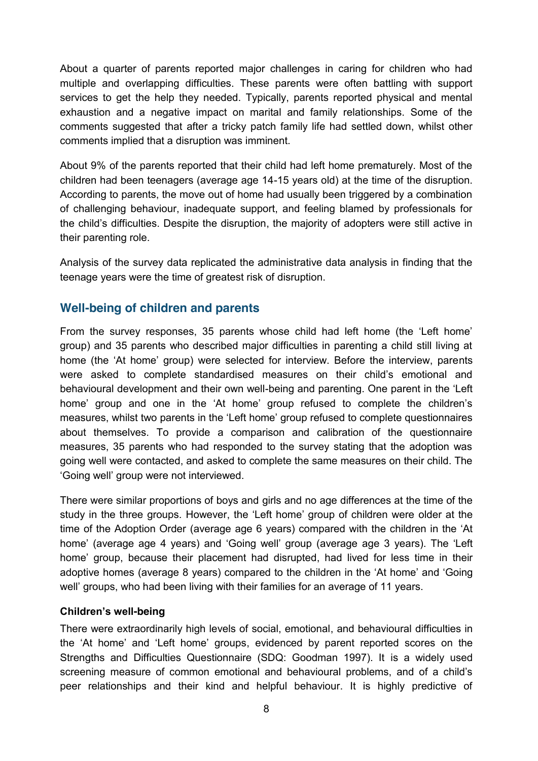About a quarter of parents reported major challenges in caring for children who had multiple and overlapping difficulties. These parents were often battling with support services to get the help they needed. Typically, parents reported physical and mental exhaustion and a negative impact on marital and family relationships. Some of the comments suggested that after a tricky patch family life had settled down, whilst other comments implied that a disruption was imminent.

About 9% of the parents reported that their child had left home prematurely. Most of the children had been teenagers (average age 14-15 years old) at the time of the disruption. According to parents, the move out of home had usually been triggered by a combination of challenging behaviour, inadequate support, and feeling blamed by professionals for the child's difficulties. Despite the disruption, the majority of adopters were still active in their parenting role.

Analysis of the survey data replicated the administrative data analysis in finding that the teenage years were the time of greatest risk of disruption.

## Well-being of children and parents

From the survey responses, 35 parents whose child had left home (the 'Left home' group) and 35 parents who described major difficulties in parenting a child still living at home (the 'At home' group) were selected for interview. Before the interview, parents were asked to complete standardised measures on their child's emotional and behavioural development and their own well-being and parenting. One parent in the 'Left home' group and one in the 'At home' group refused to complete the children's measures, whilst two parents in the 'Left home' group refused to complete questionnaires about themselves. To provide a comparison and calibration of the questionnaire measures, 35 parents who had responded to the survey stating that the adoption was going well were contacted, and asked to complete the same measures on their child. The 'Going well' group were not interviewed.

There were similar proportions of boys and girls and no age differences at the time of the study in the three groups. However, the 'Left home' group of children were older at the time of the Adoption Order (average age 6 years) compared with the children in the 'At home' (average age 4 years) and 'Going well' group (average age 3 years). The 'Left home' group, because their placement had disrupted, had lived for less time in their adoptive homes (average 8 years) compared to the children in the 'At home' and 'Going well' groups, who had been living with their families for an average of 11 years.

### Children's well-being

There were extraordinarily high levels of social, emotional, and behavioural difficulties in the 'At home' and 'Left home' groups, evidenced by parent reported scores on the Strengths and Difficulties Questionnaire (SDQ: Goodman 1997). It is a widely used screening measure of common emotional and behavioural problems, and of a child's peer relationships and their kind and helpful behaviour. It is highly predictive of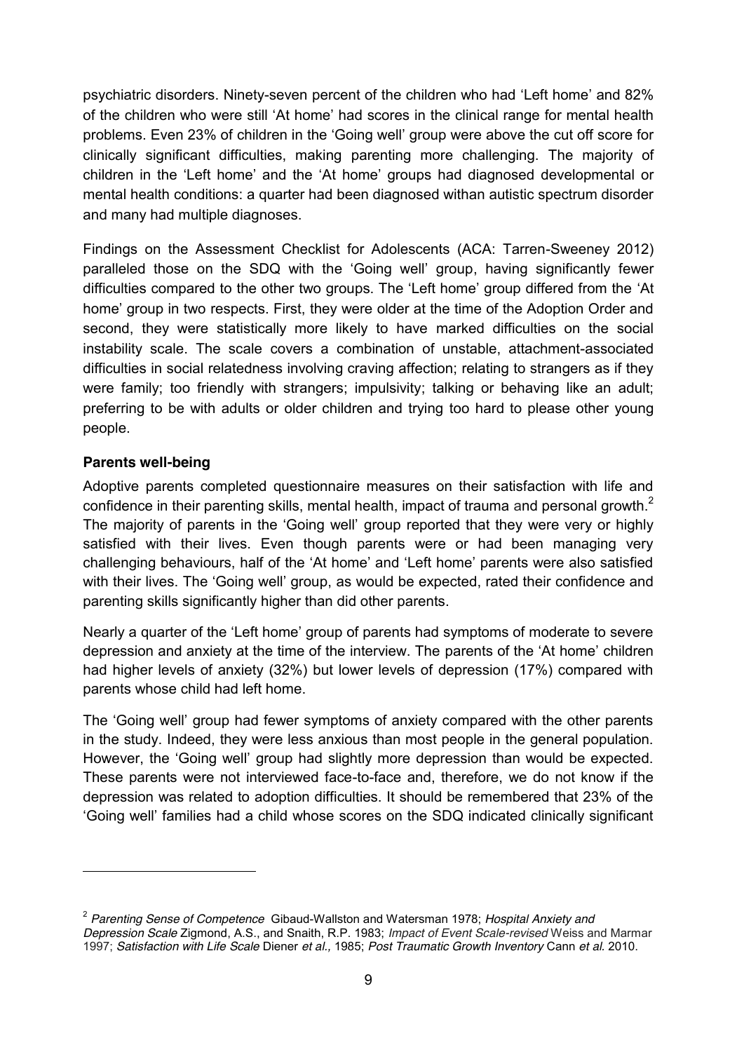psychiatric disorders. Ninety-seven percent of the children who had 'Left home' and 82% of the children who were still 'At home' had scores in the clinical range for mental health problems. Even 23% of children in the 'Going well' group were above the cut off score for clinically significant difficulties, making parenting more challenging. The majority of children in the 'Left home' and the 'At home' groups had diagnosed developmental or mental health conditions: a quarter had been diagnosed withan autistic spectrum disorder and many had multiple diagnoses.

Findings on the Assessment Checklist for Adolescents (ACA: Tarren-Sweeney 2012) paralleled those on the SDQ with the 'Going well' group, having significantly fewer difficulties compared to the other two groups. The 'Left home' group differed from the 'At home' group in two respects. First, they were older at the time of the Adoption Order and second, they were statistically more likely to have marked difficulties on the social instability scale. The scale covers a combination of unstable, attachment-associated difficulties in social relatedness involving craving affection; relating to strangers as if they were family; too friendly with strangers; impulsivity; talking or behaving like an adult; preferring to be with adults or older children and trying too hard to please other young people.

**Parents well-being**

Adoptive parents completed questionnaire measures on their satisfaction with life and confidence in their parenting skills, mental health, impact of trauma and personal growth.[2] The majority of parents in the 'Going well' group reported that they were very or highly satisfied with their lives. Even though parents were or had been managing very challenging behaviours, half of the 'At home' and 'Left home' parents were also satisfied with their lives. The 'Going well' group, as would be expected, rated their confidence and parenting skills significantly higher than did other parents.

Nearly a quarter of the 'Left home' group of parents had symptoms of moderate to severe depression and anxiety at the time of the interview. The parents of the 'At home' children had higher levels of anxiety (32%) but lower levels of depression (17%) compared with parents whose child had left home.

The 'Going well' group had fewer symptoms of anxiety compared with the other parents in the study. Indeed, they were less anxious than most people in the general population. However, the 'Going well' group had slightly more depression than would be expected. These parents were not interviewed face-to-face and, therefore, we do not know if the depression was related to adoption difficulties. It should be remembered that 23% of the 'Going well' families had a child whose scores on the SDQ indicated clinically significant

---

[2] *Parenting Sense of Competence* Gibaud-Wallston and Watersman 1978; *Hospital Anxiety and Depression Scale* Zigmond, A.S., and Snaith, R.P. 1983; *Impact of Event Scale-revised* Weiss and Marmar 1997; *Satisfaction with Life Scale* Diener *et al.,* 1985; *Post Traumatic Growth Inventory* Cann *et al.* 2010.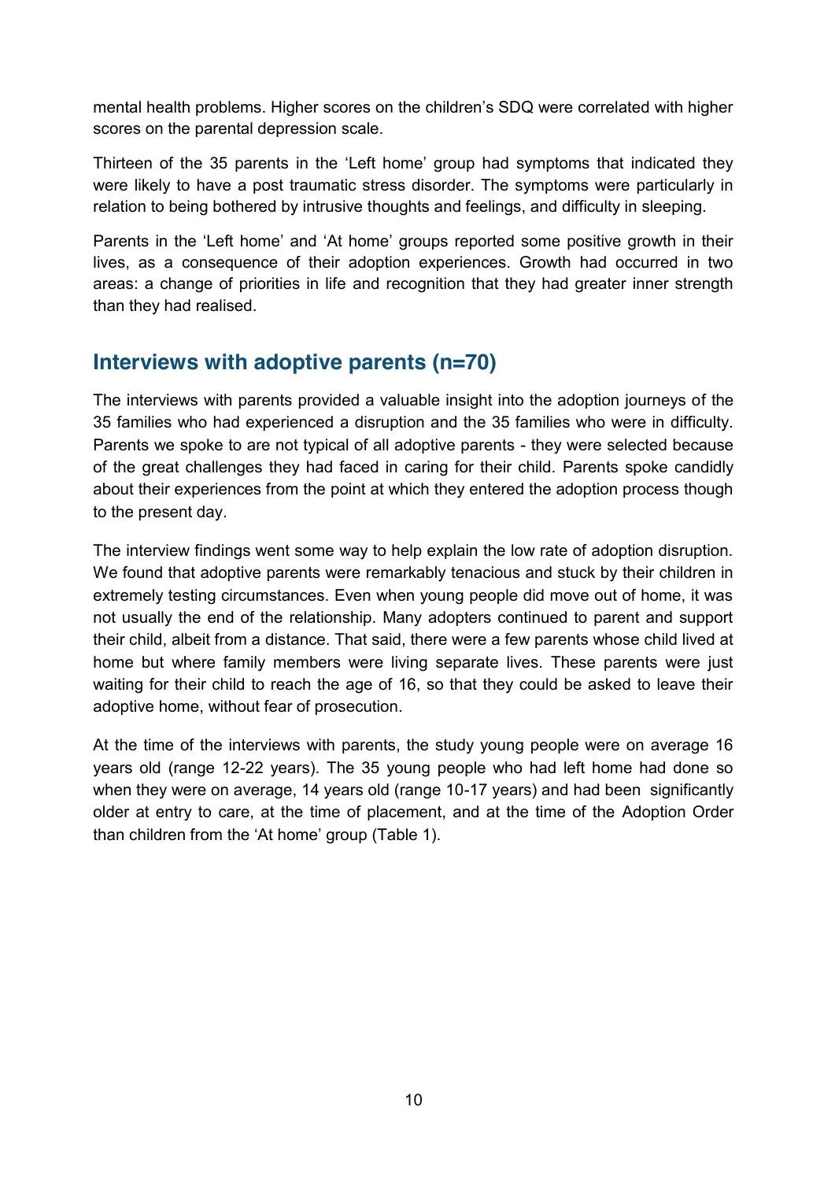mental health problems. Higher scores on the children's SDQ were correlated with higher scores on the parental depression scale.

Thirteen of the 35 parents in the 'Left home' group had symptoms that indicated they were likely to have a post traumatic stress disorder. The symptoms were particularly in relation to being bothered by intrusive thoughts and feelings, and difficulty in sleeping.

Parents in the 'Left home' and 'At home' groups reported some positive growth in their lives, as a consequence of their adoption experiences. Growth had occurred in two areas: a change of priorities in life and recognition that they had greater inner strength than they had realised.

## Interviews with adoptive parents (n=70)

The interviews with parents provided a valuable insight into the adoption journeys of the 35 families who had experienced a disruption and the 35 families who were in difficulty. Parents we spoke to are not typical of all adoptive parents - they were selected because of the great challenges they had faced in caring for their child. Parents spoke candidly about their experiences from the point at which they entered the adoption process though to the present day.

The interview findings went some way to help explain the low rate of adoption disruption. We found that adoptive parents were remarkably tenacious and stuck by their children in extremely testing circumstances. Even when young people did move out of home, it was not usually the end of the relationship. Many adopters continued to parent and support their child, albeit from a distance. That said, there were a few parents whose child lived at home but where family members were living separate lives. These parents were just waiting for their child to reach the age of 16, so that they could be asked to leave their adoptive home, without fear of prosecution.

At the time of the interviews with parents, the study young people were on average 16 years old (range 12-22 years). The 35 young people who had left home had done so when they were on average, 14 years old (range 10-17 years) and had been significantly older at entry to care, at the time of placement, and at the time of the Adoption Order than children from the 'At home' group (Table 1).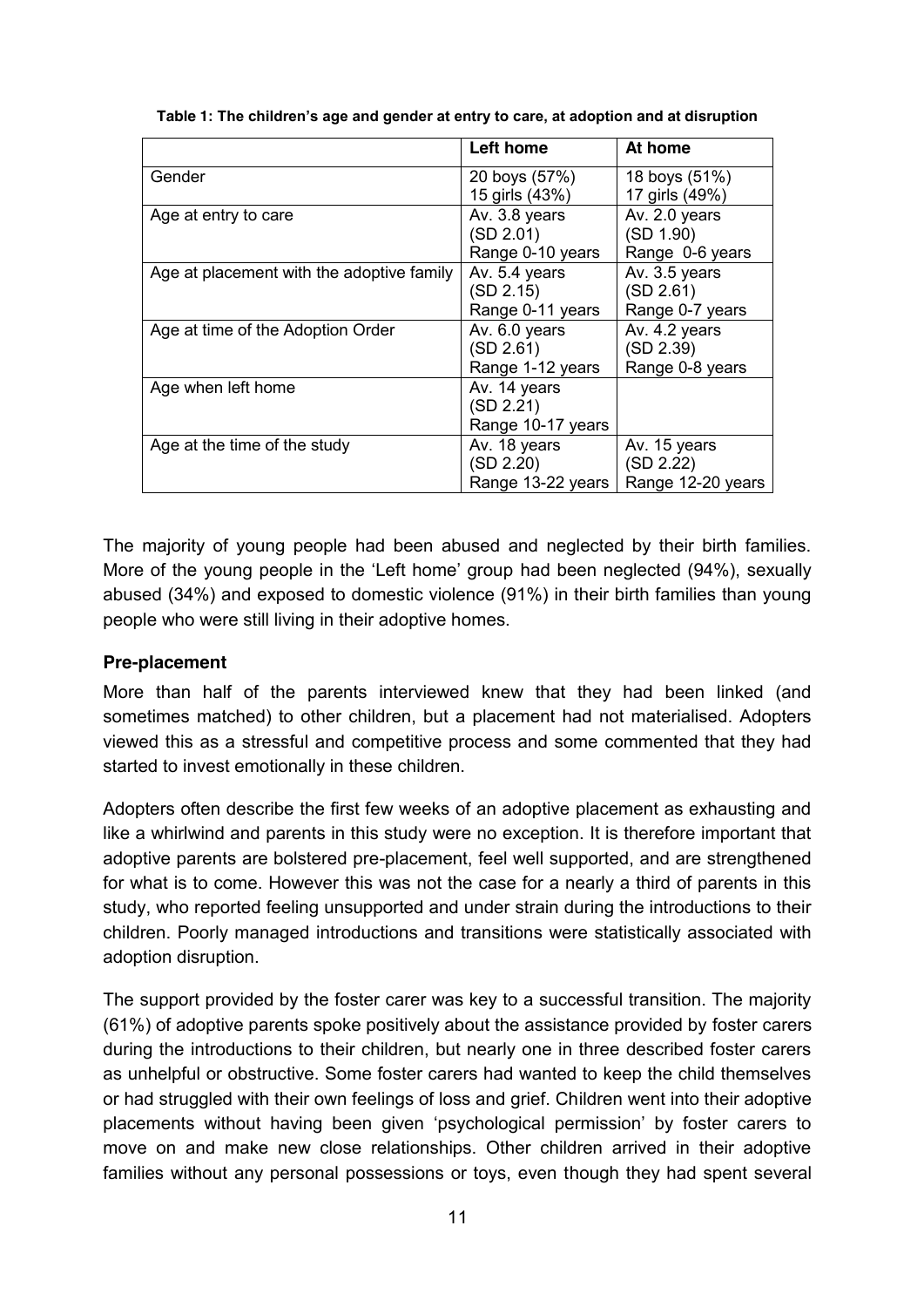**Table 1: The children's age and gender at entry to care, at adoption and at disruption**

| | Left home | At home |
|---|---|---|
| Gender | 20 boys (57%)<br>15 girls (43%) | 18 boys (51%)<br>17 girls (49%) |
| Age at entry to care | Av. 3.8 years<br>(SD 2.01)<br>Range 0-10 years | Av. 2.0 years<br>(SD 1.90)<br>Range 0-6 years |
| Age at placement with the adoptive family | Av. 5.4 years<br>(SD 2.15)<br>Range 0-11 years | Av. 3.5 years<br>(SD 2.61)<br>Range 0-7 years |
| Age at time of the Adoption Order | Av. 6.0 years<br>(SD 2.61)<br>Range 1-12 years | Av. 4.2 years<br>(SD 2.39)<br>Range 0-8 years |
| Age when left home | Av. 14 years<br>(SD 2.21)<br>Range 10-17 years | |
| Age at the time of the study | Av. 18 years<br>(SD 2.20)<br>Range 13-22 years | Av. 15 years<br>(SD 2.22)<br>Range 12-20 years |

The majority of young people had been abused and neglected by their birth families. More of the young people in the 'Left home' group had been neglected (94%), sexually abused (34%) and exposed to domestic violence (91%) in their birth families than young people who were still living in their adoptive homes.

### Pre-placement

More than half of the parents interviewed knew that they had been linked (and sometimes matched) to other children, but a placement had not materialised. Adopters viewed this as a stressful and competitive process and some commented that they had started to invest emotionally in these children.

Adopters often describe the first few weeks of an adoptive placement as exhausting and like a whirlwind and parents in this study were no exception. It is therefore important that adoptive parents are bolstered pre-placement, feel well supported, and are strengthened for what is to come. However this was not the case for a nearly a third of parents in this study, who reported feeling unsupported and under strain during the introductions to their children. Poorly managed introductions and transitions were statistically associated with adoption disruption.

The support provided by the foster carer was key to a successful transition. The majority (61%) of adoptive parents spoke positively about the assistance provided by foster carers during the introductions to their children, but nearly one in three described foster carers as unhelpful or obstructive. Some foster carers had wanted to keep the child themselves or had struggled with their own feelings of loss and grief. Children went into their adoptive placements without having been given 'psychological permission' by foster carers to move on and make new close relationships. Other children arrived in their adoptive families without any personal possessions or toys, even though they had spent several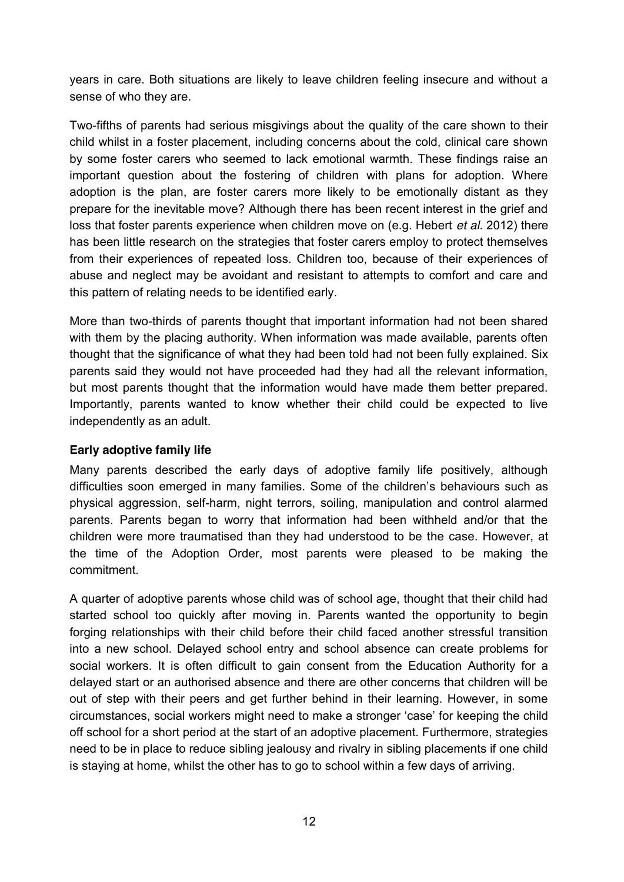years in care. Both situations are likely to leave children feeling insecure and without a sense of who they are.

Two-fifths of parents had serious misgivings about the quality of the care shown to their child whilst in a foster placement, including concerns about the cold, clinical care shown by some foster carers who seemed to lack emotional warmth. These findings raise an important question about the fostering of children with plans for adoption. Where adoption is the plan, are foster carers more likely to be emotionally distant as they prepare for the inevitable move? Although there has been recent interest in the grief and loss that foster parents experience when children move on (e.g. Hebert *et al.* 2012) there has been little research on the strategies that foster carers employ to protect themselves from their experiences of repeated loss. Children too, because of their experiences of abuse and neglect may be avoidant and resistant to attempts to comfort and care and this pattern of relating needs to be identified early.

More than two-thirds of parents thought that important information had not been shared with them by the placing authority. When information was made available, parents often thought that the significance of what they had been told had not been fully explained. Six parents said they would not have proceeded had they had all the relevant information, but most parents thought that the information would have made them better prepared. Importantly, parents wanted to know whether their child could be expected to live independently as an adult.

**Early adoptive family life**

Many parents described the early days of adoptive family life positively, although difficulties soon emerged in many families. Some of the children's behaviours such as physical aggression, self-harm, night terrors, soiling, manipulation and control alarmed parents. Parents began to worry that information had been withheld and/or that the children were more traumatised than they had understood to be the case. However, at the time of the Adoption Order, most parents were pleased to be making the commitment.

A quarter of adoptive parents whose child was of school age, thought that their child had started school too quickly after moving in. Parents wanted the opportunity to begin forging relationships with their child before their child faced another stressful transition into a new school. Delayed school entry and school absence can create problems for social workers. It is often difficult to gain consent from the Education Authority for a delayed start or an authorised absence and there are other concerns that children will be out of step with their peers and get further behind in their learning. However, in some circumstances, social workers might need to make a stronger 'case' for keeping the child off school for a short period at the start of an adoptive placement. Furthermore, strategies need to be in place to reduce sibling jealousy and rivalry in sibling placements if one child is staying at home, whilst the other has to go to school within a few days of arriving.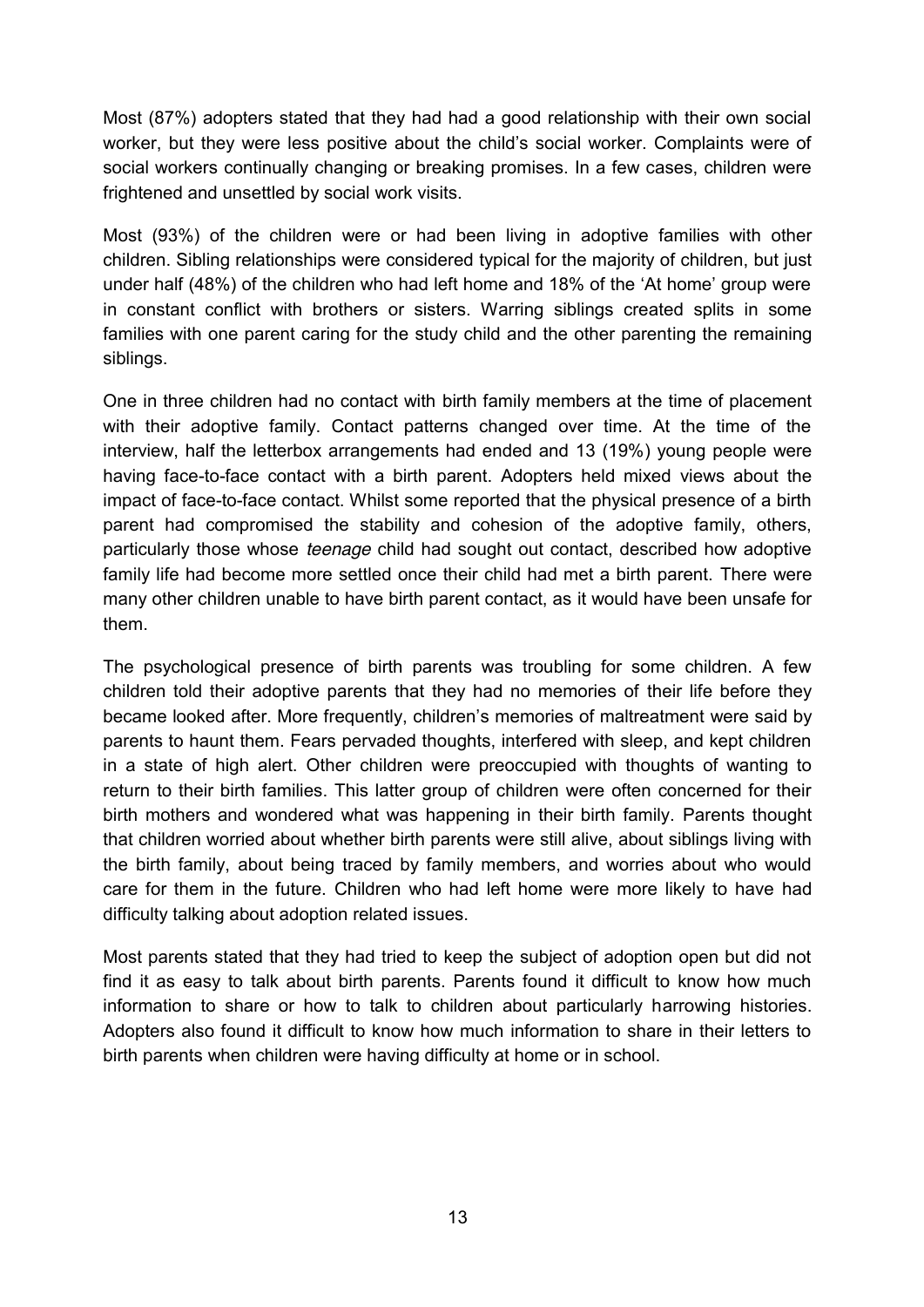Most (87%) adopters stated that they had had a good relationship with their own social worker, but they were less positive about the child's social worker. Complaints were of social workers continually changing or breaking promises. In a few cases, children were frightened and unsettled by social work visits.

Most (93%) of the children were or had been living in adoptive families with other children. Sibling relationships were considered typical for the majority of children, but just under half (48%) of the children who had left home and 18% of the 'At home' group were in constant conflict with brothers or sisters. Warring siblings created splits in some families with one parent caring for the study child and the other parenting the remaining siblings.

One in three children had no contact with birth family members at the time of placement with their adoptive family. Contact patterns changed over time. At the time of the interview, half the letterbox arrangements had ended and 13 (19%) young people were having face-to-face contact with a birth parent. Adopters held mixed views about the impact of face-to-face contact. Whilst some reported that the physical presence of a birth parent had compromised the stability and cohesion of the adoptive family, others, particularly those whose *teenage* child had sought out contact, described how adoptive family life had become more settled once their child had met a birth parent. There were many other children unable to have birth parent contact, as it would have been unsafe for them.

The psychological presence of birth parents was troubling for some children. A few children told their adoptive parents that they had no memories of their life before they became looked after. More frequently, children's memories of maltreatment were said by parents to haunt them. Fears pervaded thoughts, interfered with sleep, and kept children in a state of high alert. Other children were preoccupied with thoughts of wanting to return to their birth families. This latter group of children were often concerned for their birth mothers and wondered what was happening in their birth family. Parents thought that children worried about whether birth parents were still alive, about siblings living with the birth family, about being traced by family members, and worries about who would care for them in the future. Children who had left home were more likely to have had difficulty talking about adoption related issues.

Most parents stated that they had tried to keep the subject of adoption open but did not find it as easy to talk about birth parents. Parents found it difficult to know how much information to share or how to talk to children about particularly harrowing histories. Adopters also found it difficult to know how much information to share in their letters to birth parents when children were having difficulty at home or in school.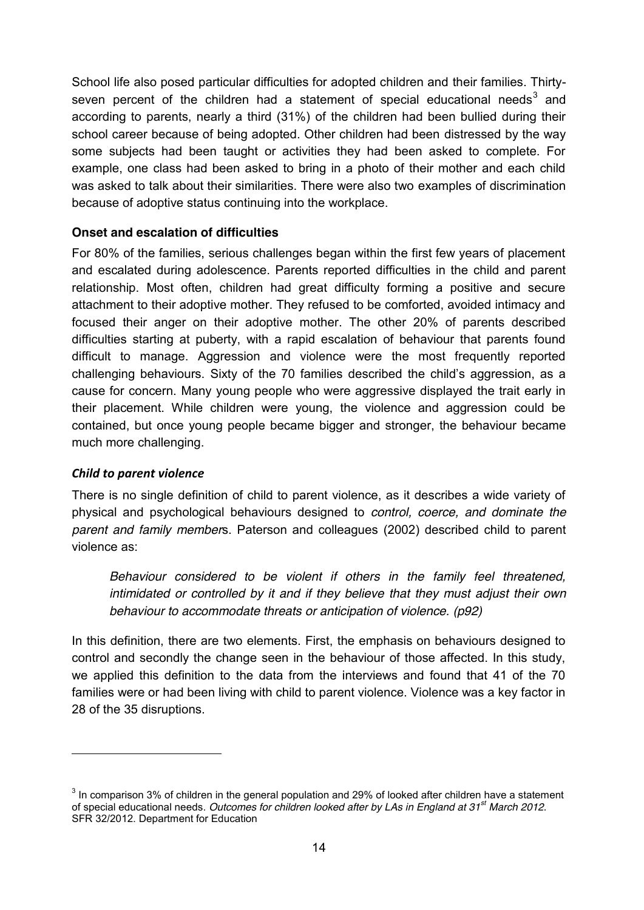School life also posed particular difficulties for adopted children and their families. Thirty-seven percent of the children had a statement of special educational needs[3] and according to parents, nearly a third (31%) of the children had been bullied during their school career because of being adopted. Other children had been distressed by the way some subjects had been taught or activities they had been asked to complete. For example, one class had been asked to bring in a photo of their mother and each child was asked to talk about their similarities. There were also two examples of discrimination because of adoptive status continuing into the workplace.

### Onset and escalation of difficulties

For 80% of the families, serious challenges began within the first few years of placement and escalated during adolescence. Parents reported difficulties in the child and parent relationship. Most often, children had great difficulty forming a positive and secure attachment to their adoptive mother. They refused to be comforted, avoided intimacy and focused their anger on their adoptive mother. The other 20% of parents described difficulties starting at puberty, with a rapid escalation of behaviour that parents found difficult to manage. Aggression and violence were the most frequently reported challenging behaviours. Sixty of the 70 families described the child's aggression, as a cause for concern. Many young people who were aggressive displayed the trait early in their placement. While children were young, the violence and aggression could be contained, but once young people became bigger and stronger, the behaviour became much more challenging.

#### *Child to parent violence*

There is no single definition of child to parent violence, as it describes a wide variety of physical and psychological behaviours designed to *control, coerce, and dominate the parent and family members*. Paterson and colleagues (2002) described child to parent violence as:

> *Behaviour considered to be violent if others in the family feel threatened, intimidated or controlled by it and if they believe that they must adjust their own behaviour to accommodate threats or anticipation of violence. (p92)*

In this definition, there are two elements. First, the emphasis on behaviours designed to control and secondly the change seen in the behaviour of those affected. In this study, we applied this definition to the data from the interviews and found that 41 of the 70 families were or had been living with child to parent violence. Violence was a key factor in 28 of the 35 disruptions.

---

[3] In comparison 3% of children in the general population and 29% of looked after children have a statement of special educational needs. *Outcomes for children looked after by LAs in England at 31st March 2012.* SFR 32/2012. Department for Education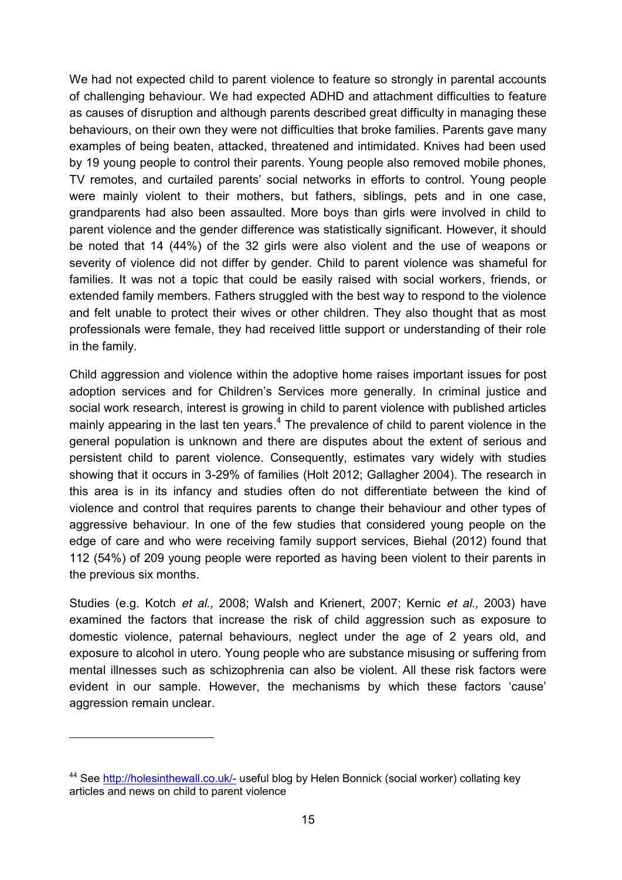We had not expected child to parent violence to feature so strongly in parental accounts of challenging behaviour. We had expected ADHD and attachment difficulties to feature as causes of disruption and although parents described great difficulty in managing these behaviours, on their own they were not difficulties that broke families. Parents gave many examples of being beaten, attacked, threatened and intimidated. Knives had been used by 19 young people to control their parents. Young people also removed mobile phones, TV remotes, and curtailed parents' social networks in efforts to control. Young people were mainly violent to their mothers, but fathers, siblings, pets and in one case, grandparents had also been assaulted. More boys than girls were involved in child to parent violence and the gender difference was statistically significant. However, it should be noted that 14 (44%) of the 32 girls were also violent and the use of weapons or severity of violence did not differ by gender. Child to parent violence was shameful for families. It was not a topic that could be easily raised with social workers, friends, or extended family members. Fathers struggled with the best way to respond to the violence and felt unable to protect their wives or other children. They also thought that as most professionals were female, they had received little support or understanding of their role in the family.

Child aggression and violence within the adoptive home raises important issues for post adoption services and for Children's Services more generally. In criminal justice and social work research, interest is growing in child to parent violence with published articles mainly appearing in the last ten years.[4] The prevalence of child to parent violence in the general population is unknown and there are disputes about the extent of serious and persistent child to parent violence. Consequently, estimates vary widely with studies showing that it occurs in 3-29% of families (Holt 2012; Gallagher 2004). The research in this area is in its infancy and studies often do not differentiate between the kind of violence and control that requires parents to change their behaviour and other types of aggressive behaviour. In one of the few studies that considered young people on the edge of care and who were receiving family support services, Biehal (2012) found that 112 (54%) of 209 young people were reported as having been violent to their parents in the previous six months.

Studies (e.g. Kotch *et al.,* 2008; Walsh and Krienert, 2007; Kernic *et al.,* 2003) have examined the factors that increase the risk of child aggression such as exposure to domestic violence, paternal behaviours, neglect under the age of 2 years old, and exposure to alcohol in utero. Young people who are substance misusing or suffering from mental illnesses such as schizophrenia can also be violent. All these risk factors were evident in our sample. However, the mechanisms by which these factors 'cause' aggression remain unclear.

---

[44] See http://holesinthewall.co.uk/- useful blog by Helen Bonnick (social worker) collating key articles and news on child to parent violence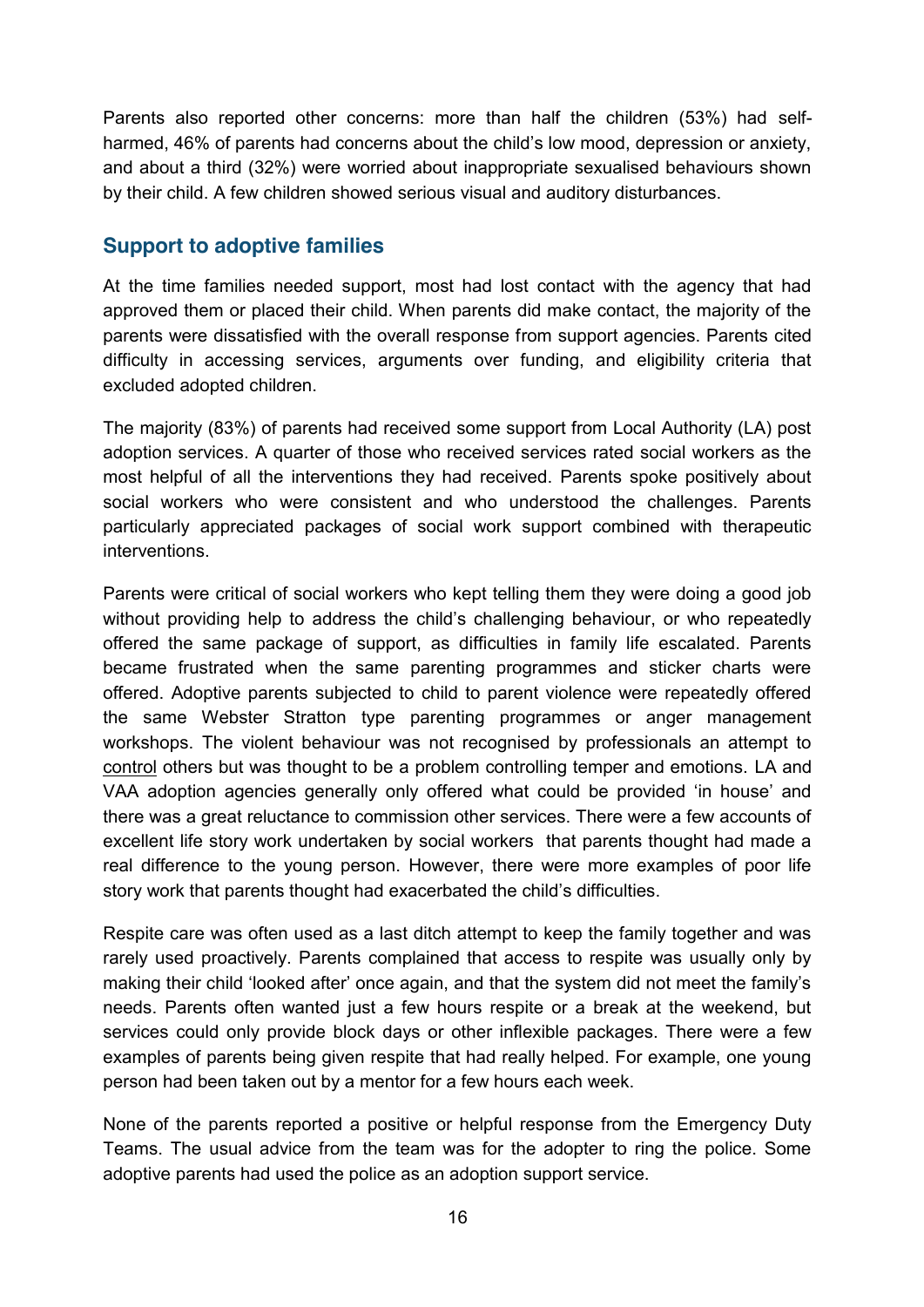Parents also reported other concerns: more than half the children (53%) had self-harmed, 46% of parents had concerns about the child's low mood, depression or anxiety, and about a third (32%) were worried about inappropriate sexualised behaviours shown by their child. A few children showed serious visual and auditory disturbances.

## Support to adoptive families

At the time families needed support, most had lost contact with the agency that had approved them or placed their child. When parents did make contact, the majority of the parents were dissatisfied with the overall response from support agencies. Parents cited difficulty in accessing services, arguments over funding, and eligibility criteria that excluded adopted children.

The majority (83%) of parents had received some support from Local Authority (LA) post adoption services. A quarter of those who received services rated social workers as the most helpful of all the interventions they had received. Parents spoke positively about social workers who were consistent and who understood the challenges. Parents particularly appreciated packages of social work support combined with therapeutic interventions.

Parents were critical of social workers who kept telling them they were doing a good job without providing help to address the child's challenging behaviour, or who repeatedly offered the same package of support, as difficulties in family life escalated. Parents became frustrated when the same parenting programmes and sticker charts were offered. Adoptive parents subjected to child to parent violence were repeatedly offered the same Webster Stratton type parenting programmes or anger management workshops. The violent behaviour was not recognised by professionals an attempt to control others but was thought to be a problem controlling temper and emotions. LA and VAA adoption agencies generally only offered what could be provided 'in house' and there was a great reluctance to commission other services. There were a few accounts of excellent life story work undertaken by social workers that parents thought had made a real difference to the young person. However, there were more examples of poor life story work that parents thought had exacerbated the child's difficulties.

Respite care was often used as a last ditch attempt to keep the family together and was rarely used proactively. Parents complained that access to respite was usually only by making their child 'looked after' once again, and that the system did not meet the family's needs. Parents often wanted just a few hours respite or a break at the weekend, but services could only provide block days or other inflexible packages. There were a few examples of parents being given respite that had really helped. For example, one young person had been taken out by a mentor for a few hours each week.

None of the parents reported a positive or helpful response from the Emergency Duty Teams. The usual advice from the team was for the adopter to ring the police. Some adoptive parents had used the police as an adoption support service.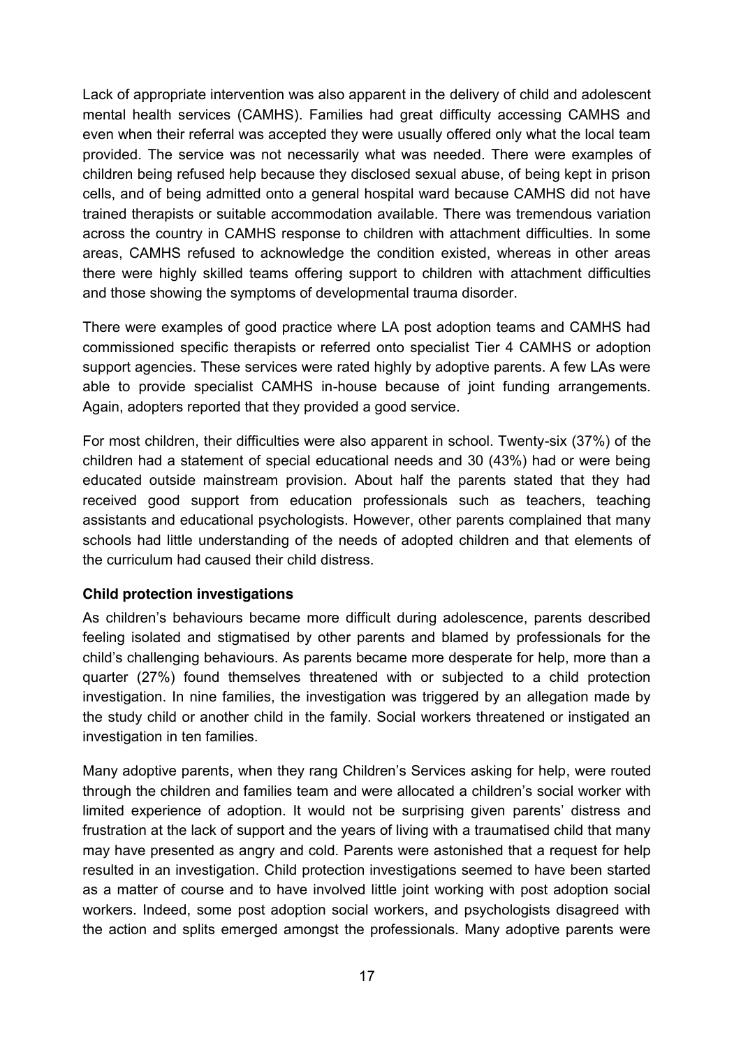Lack of appropriate intervention was also apparent in the delivery of child and adolescent mental health services (CAMHS). Families had great difficulty accessing CAMHS and even when their referral was accepted they were usually offered only what the local team provided. The service was not necessarily what was needed. There were examples of children being refused help because they disclosed sexual abuse, of being kept in prison cells, and of being admitted onto a general hospital ward because CAMHS did not have trained therapists or suitable accommodation available. There was tremendous variation across the country in CAMHS response to children with attachment difficulties. In some areas, CAMHS refused to acknowledge the condition existed, whereas in other areas there were highly skilled teams offering support to children with attachment difficulties and those showing the symptoms of developmental trauma disorder.

There were examples of good practice where LA post adoption teams and CAMHS had commissioned specific therapists or referred onto specialist Tier 4 CAMHS or adoption support agencies. These services were rated highly by adoptive parents. A few LAs were able to provide specialist CAMHS in-house because of joint funding arrangements. Again, adopters reported that they provided a good service.

For most children, their difficulties were also apparent in school. Twenty-six (37%) of the children had a statement of special educational needs and 30 (43%) had or were being educated outside mainstream provision. About half the parents stated that they had received good support from education professionals such as teachers, teaching assistants and educational psychologists. However, other parents complained that many schools had little understanding of the needs of adopted children and that elements of the curriculum had caused their child distress.

**Child protection investigations**

As children's behaviours became more difficult during adolescence, parents described feeling isolated and stigmatised by other parents and blamed by professionals for the child's challenging behaviours. As parents became more desperate for help, more than a quarter (27%) found themselves threatened with or subjected to a child protection investigation. In nine families, the investigation was triggered by an allegation made by the study child or another child in the family. Social workers threatened or instigated an investigation in ten families.

Many adoptive parents, when they rang Children's Services asking for help, were routed through the children and families team and were allocated a children's social worker with limited experience of adoption. It would not be surprising given parents' distress and frustration at the lack of support and the years of living with a traumatised child that many may have presented as angry and cold. Parents were astonished that a request for help resulted in an investigation. Child protection investigations seemed to have been started as a matter of course and to have involved little joint working with post adoption social workers. Indeed, some post adoption social workers, and psychologists disagreed with the action and splits emerged amongst the professionals. Many adoptive parents were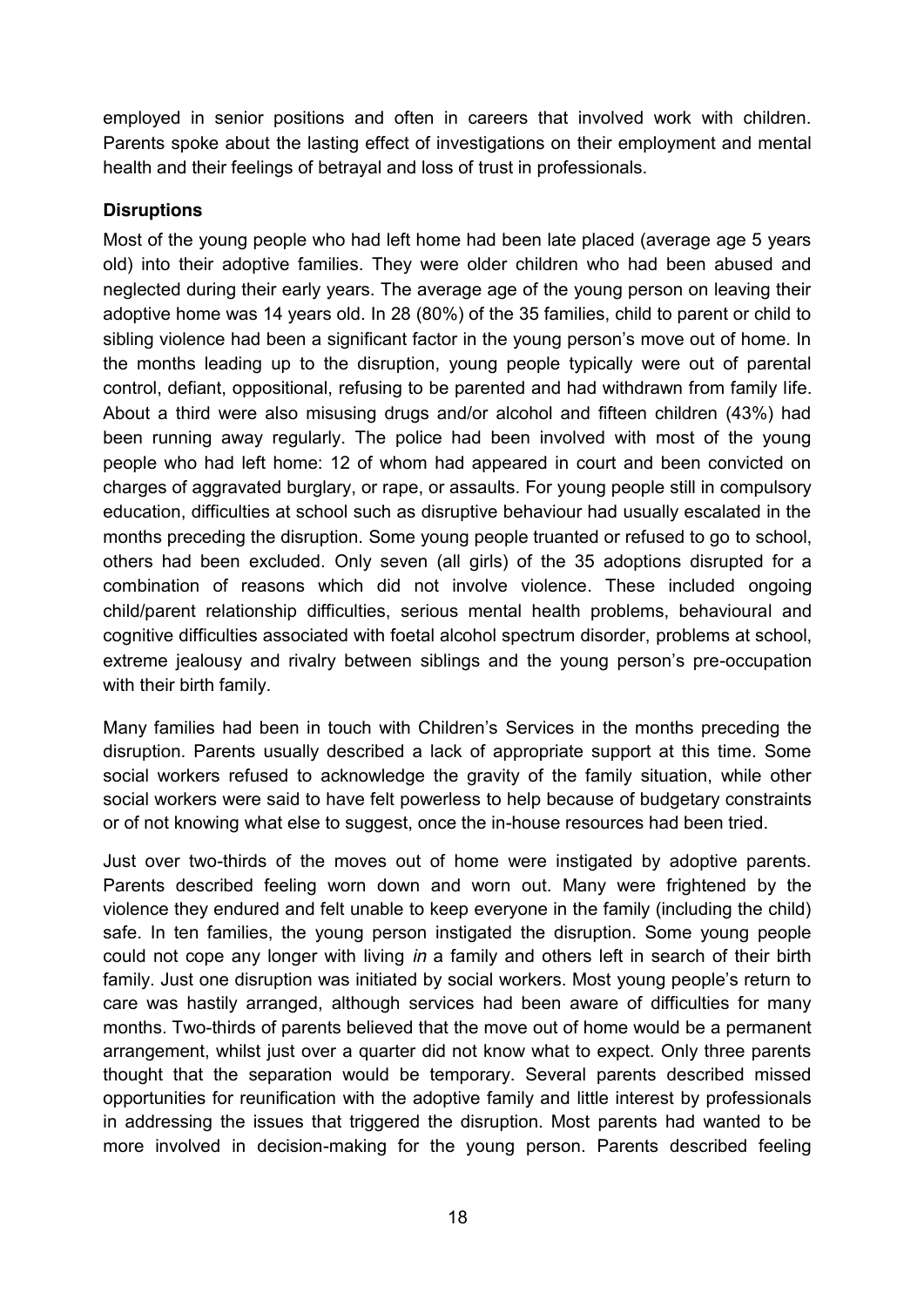employed in senior positions and often in careers that involved work with children. Parents spoke about the lasting effect of investigations on their employment and mental health and their feelings of betrayal and loss of trust in professionals.

### Disruptions

Most of the young people who had left home had been late placed (average age 5 years old) into their adoptive families. They were older children who had been abused and neglected during their early years. The average age of the young person on leaving their adoptive home was 14 years old. In 28 (80%) of the 35 families, child to parent or child to sibling violence had been a significant factor in the young person's move out of home. In the months leading up to the disruption, young people typically were out of parental control, defiant, oppositional, refusing to be parented and had withdrawn from family life. About a third were also misusing drugs and/or alcohol and fifteen children (43%) had been running away regularly. The police had been involved with most of the young people who had left home: 12 of whom had appeared in court and been convicted on charges of aggravated burglary, or rape, or assaults. For young people still in compulsory education, difficulties at school such as disruptive behaviour had usually escalated in the months preceding the disruption. Some young people truanted or refused to go to school, others had been excluded. Only seven (all girls) of the 35 adoptions disrupted for a combination of reasons which did not involve violence. These included ongoing child/parent relationship difficulties, serious mental health problems, behavioural and cognitive difficulties associated with foetal alcohol spectrum disorder, problems at school, extreme jealousy and rivalry between siblings and the young person's pre-occupation with their birth family.

Many families had been in touch with Children's Services in the months preceding the disruption. Parents usually described a lack of appropriate support at this time. Some social workers refused to acknowledge the gravity of the family situation, while other social workers were said to have felt powerless to help because of budgetary constraints or of not knowing what else to suggest, once the in-house resources had been tried.

Just over two-thirds of the moves out of home were instigated by adoptive parents. Parents described feeling worn down and worn out. Many were frightened by the violence they endured and felt unable to keep everyone in the family (including the child) safe. In ten families, the young person instigated the disruption. Some young people could not cope any longer with living *in* a family and others left in search of their birth family. Just one disruption was initiated by social workers. Most young people's return to care was hastily arranged, although services had been aware of difficulties for many months. Two-thirds of parents believed that the move out of home would be a permanent arrangement, whilst just over a quarter did not know what to expect. Only three parents thought that the separation would be temporary. Several parents described missed opportunities for reunification with the adoptive family and little interest by professionals in addressing the issues that triggered the disruption. Most parents had wanted to be more involved in decision-making for the young person. Parents described feeling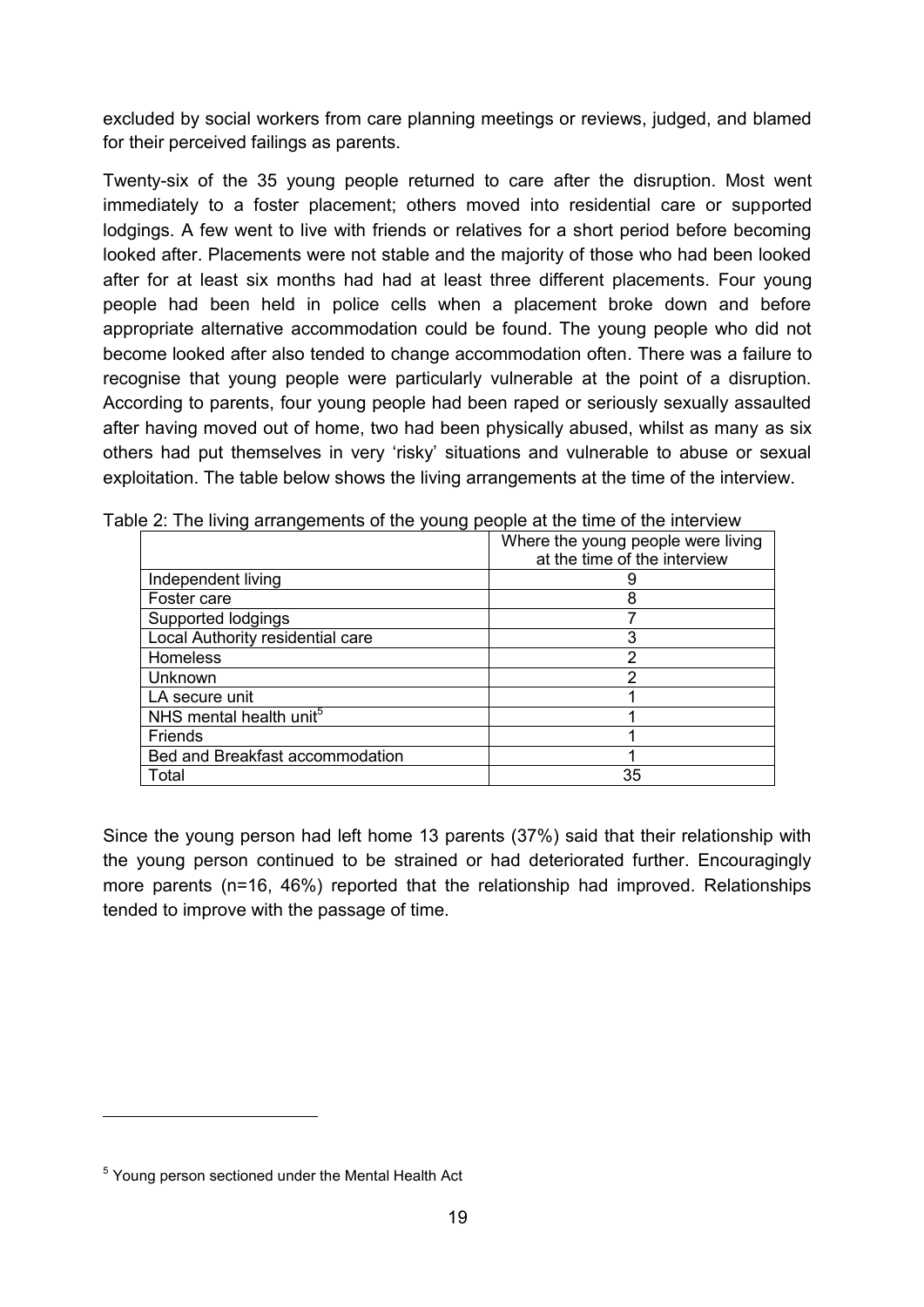excluded by social workers from care planning meetings or reviews, judged, and blamed for their perceived failings as parents.

Twenty-six of the 35 young people returned to care after the disruption. Most went immediately to a foster placement; others moved into residential care or supported lodgings. A few went to live with friends or relatives for a short period before becoming looked after. Placements were not stable and the majority of those who had been looked after for at least six months had had at least three different placements. Four young people had been held in police cells when a placement broke down and before appropriate alternative accommodation could be found. The young people who did not become looked after also tended to change accommodation often. There was a failure to recognise that young people were particularly vulnerable at the point of a disruption. According to parents, four young people had been raped or seriously sexually assaulted after having moved out of home, two had been physically abused, whilst as many as six others had put themselves in very 'risky' situations and vulnerable to abuse or sexual exploitation. The table below shows the living arrangements at the time of the interview.

Table 2: The living arrangements of the young people at the time of the interview

| | Where the young people were living at the time of the interview |
|---|---|
| Independent living | 9 |
| Foster care | 8 |
| Supported lodgings | 7 |
| Local Authority residential care | 3 |
| Homeless | 2 |
| Unknown | 2 |
| LA secure unit | 1 |
| NHS mental health unit[5] | 1 |
| Friends | 1 |
| Bed and Breakfast accommodation | 1 |
| Total | 35 |

Since the young person had left home 13 parents (37%) said that their relationship with the young person continued to be strained or had deteriorated further. Encouragingly more parents (n=16, 46%) reported that the relationship had improved. Relationships tended to improve with the passage of time.

[5] Young person sectioned under the Mental Health Act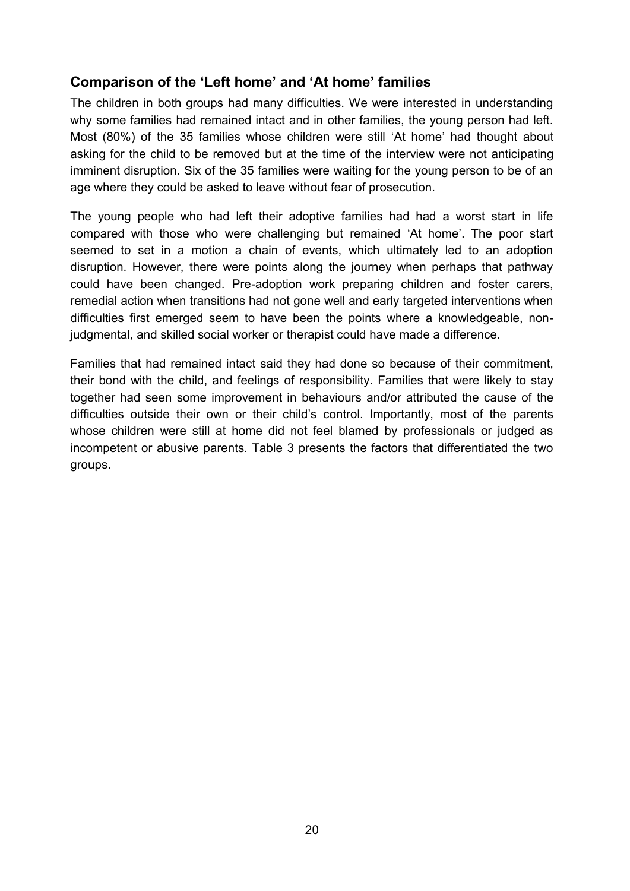## Comparison of the 'Left home' and 'At home' families

The children in both groups had many difficulties. We were interested in understanding why some families had remained intact and in other families, the young person had left. Most (80%) of the 35 families whose children were still 'At home' had thought about asking for the child to be removed but at the time of the interview were not anticipating imminent disruption. Six of the 35 families were waiting for the young person to be of an age where they could be asked to leave without fear of prosecution.

The young people who had left their adoptive families had had a worst start in life compared with those who were challenging but remained 'At home'. The poor start seemed to set in a motion a chain of events, which ultimately led to an adoption disruption. However, there were points along the journey when perhaps that pathway could have been changed. Pre-adoption work preparing children and foster carers, remedial action when transitions had not gone well and early targeted interventions when difficulties first emerged seem to have been the points where a knowledgeable, non-judgmental, and skilled social worker or therapist could have made a difference.

Families that had remained intact said they had done so because of their commitment, their bond with the child, and feelings of responsibility. Families that were likely to stay together had seen some improvement in behaviours and/or attributed the cause of the difficulties outside their own or their child's control. Importantly, most of the parents whose children were still at home did not feel blamed by professionals or judged as incompetent or abusive parents. Table 3 presents the factors that differentiated the two groups.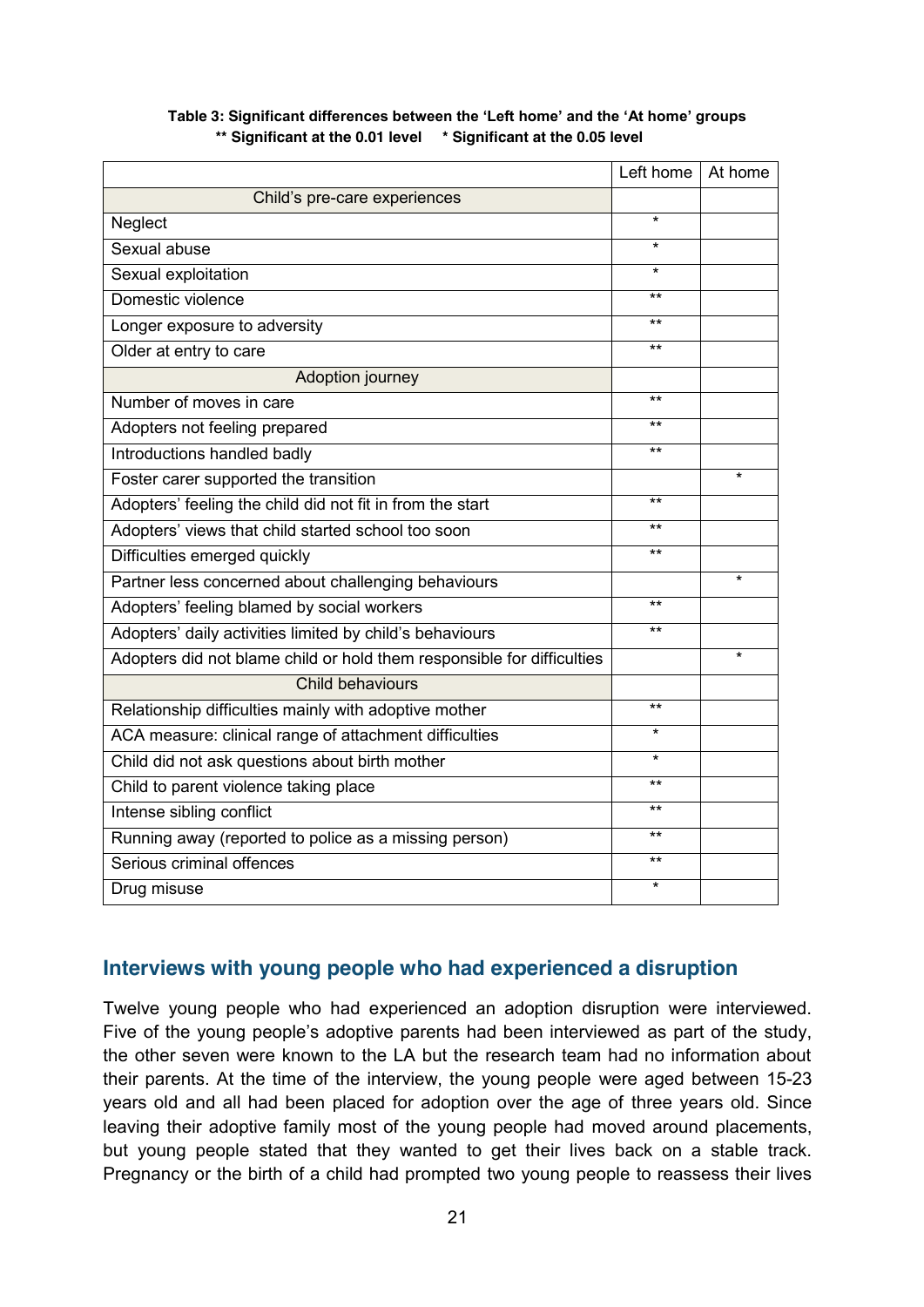**Table 3: Significant differences between the 'Left home' and the 'At home' groups**
**\*\* Significant at the 0.01 level   * Significant at the 0.05 level**

| | Left home | At home |
|---|---|---|
| Child's pre-care experiences | | |
| Neglect | * | |
| Sexual abuse | * | |
| Sexual exploitation | * | |
| Domestic violence | ** | |
| Longer exposure to adversity | ** | |
| Older at entry to care | ** | |
| Adoption journey | | |
| Number of moves in care | ** | |
| Adopters not feeling prepared | ** | |
| Introductions handled badly | ** | |
| Foster carer supported the transition | | * |
| Adopters' feeling the child did not fit in from the start | ** | |
| Adopters' views that child started school too soon | ** | |
| Difficulties emerged quickly | ** | |
| Partner less concerned about challenging behaviours | | * |
| Adopters' feeling blamed by social workers | ** | |
| Adopters' daily activities limited by child's behaviours | ** | |
| Adopters did not blame child or hold them responsible for difficulties | | * |
| Child behaviours | | |
| Relationship difficulties mainly with adoptive mother | ** | |
| ACA measure: clinical range of attachment difficulties | * | |
| Child did not ask questions about birth mother | * | |
| Child to parent violence taking place | ** | |
| Intense sibling conflict | ** | |
| Running away (reported to police as a missing person) | ** | |
| Serious criminal offences | ** | |
| Drug misuse | * | |

## Interviews with young people who had experienced a disruption

Twelve young people who had experienced an adoption disruption were interviewed. Five of the young people's adoptive parents had been interviewed as part of the study, the other seven were known to the LA but the research team had no information about their parents. At the time of the interview, the young people were aged between 15-23 years old and all had been placed for adoption over the age of three years old. Since leaving their adoptive family most of the young people had moved around placements, but young people stated that they wanted to get their lives back on a stable track. Pregnancy or the birth of a child had prompted two young people to reassess their lives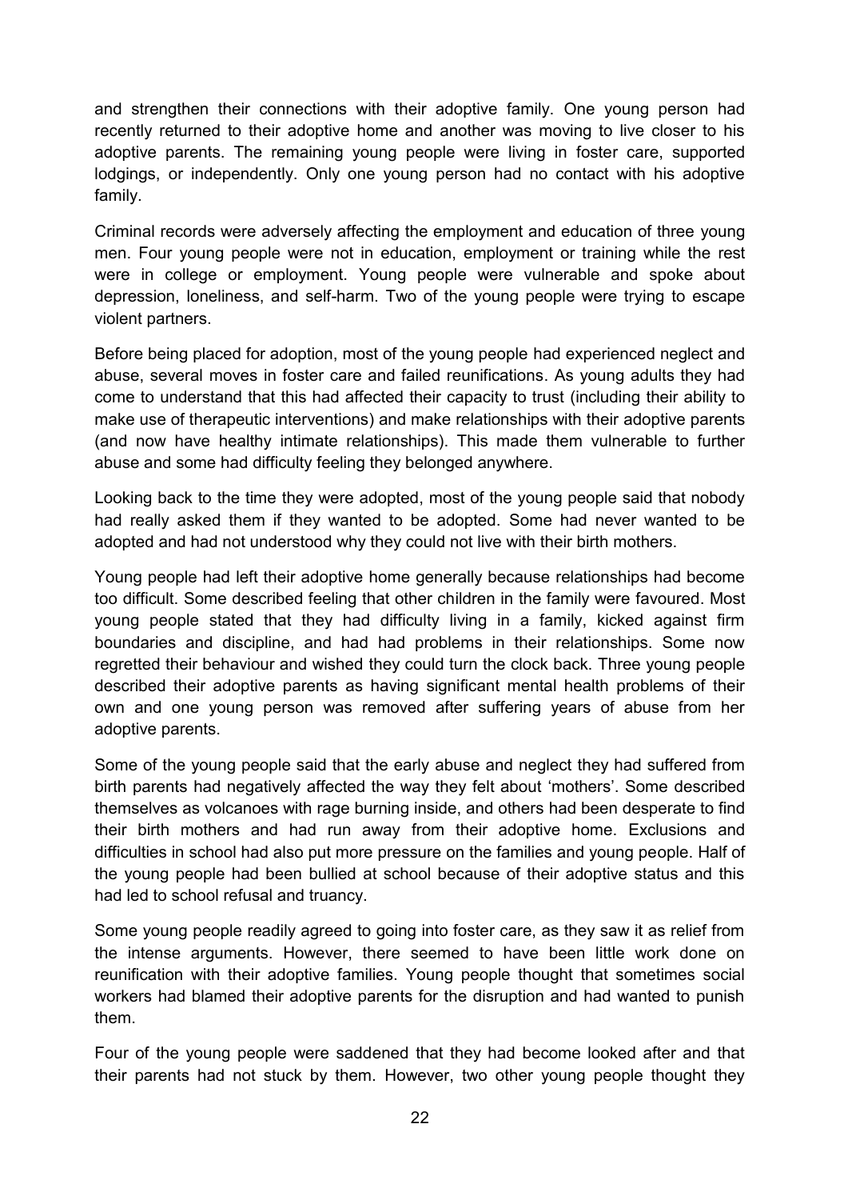and strengthen their connections with their adoptive family. One young person had recently returned to their adoptive home and another was moving to live closer to his adoptive parents. The remaining young people were living in foster care, supported lodgings, or independently. Only one young person had no contact with his adoptive family.

Criminal records were adversely affecting the employment and education of three young men. Four young people were not in education, employment or training while the rest were in college or employment. Young people were vulnerable and spoke about depression, loneliness, and self-harm. Two of the young people were trying to escape violent partners.

Before being placed for adoption, most of the young people had experienced neglect and abuse, several moves in foster care and failed reunifications. As young adults they had come to understand that this had affected their capacity to trust (including their ability to make use of therapeutic interventions) and make relationships with their adoptive parents (and now have healthy intimate relationships). This made them vulnerable to further abuse and some had difficulty feeling they belonged anywhere.

Looking back to the time they were adopted, most of the young people said that nobody had really asked them if they wanted to be adopted. Some had never wanted to be adopted and had not understood why they could not live with their birth mothers.

Young people had left their adoptive home generally because relationships had become too difficult. Some described feeling that other children in the family were favoured. Most young people stated that they had difficulty living in a family, kicked against firm boundaries and discipline, and had had problems in their relationships. Some now regretted their behaviour and wished they could turn the clock back. Three young people described their adoptive parents as having significant mental health problems of their own and one young person was removed after suffering years of abuse from her adoptive parents.

Some of the young people said that the early abuse and neglect they had suffered from birth parents had negatively affected the way they felt about 'mothers'. Some described themselves as volcanoes with rage burning inside, and others had been desperate to find their birth mothers and had run away from their adoptive home. Exclusions and difficulties in school had also put more pressure on the families and young people. Half of the young people had been bullied at school because of their adoptive status and this had led to school refusal and truancy.

Some young people readily agreed to going into foster care, as they saw it as relief from the intense arguments. However, there seemed to have been little work done on reunification with their adoptive families. Young people thought that sometimes social workers had blamed their adoptive parents for the disruption and had wanted to punish them.

Four of the young people were saddened that they had become looked after and that their parents had not stuck by them. However, two other young people thought they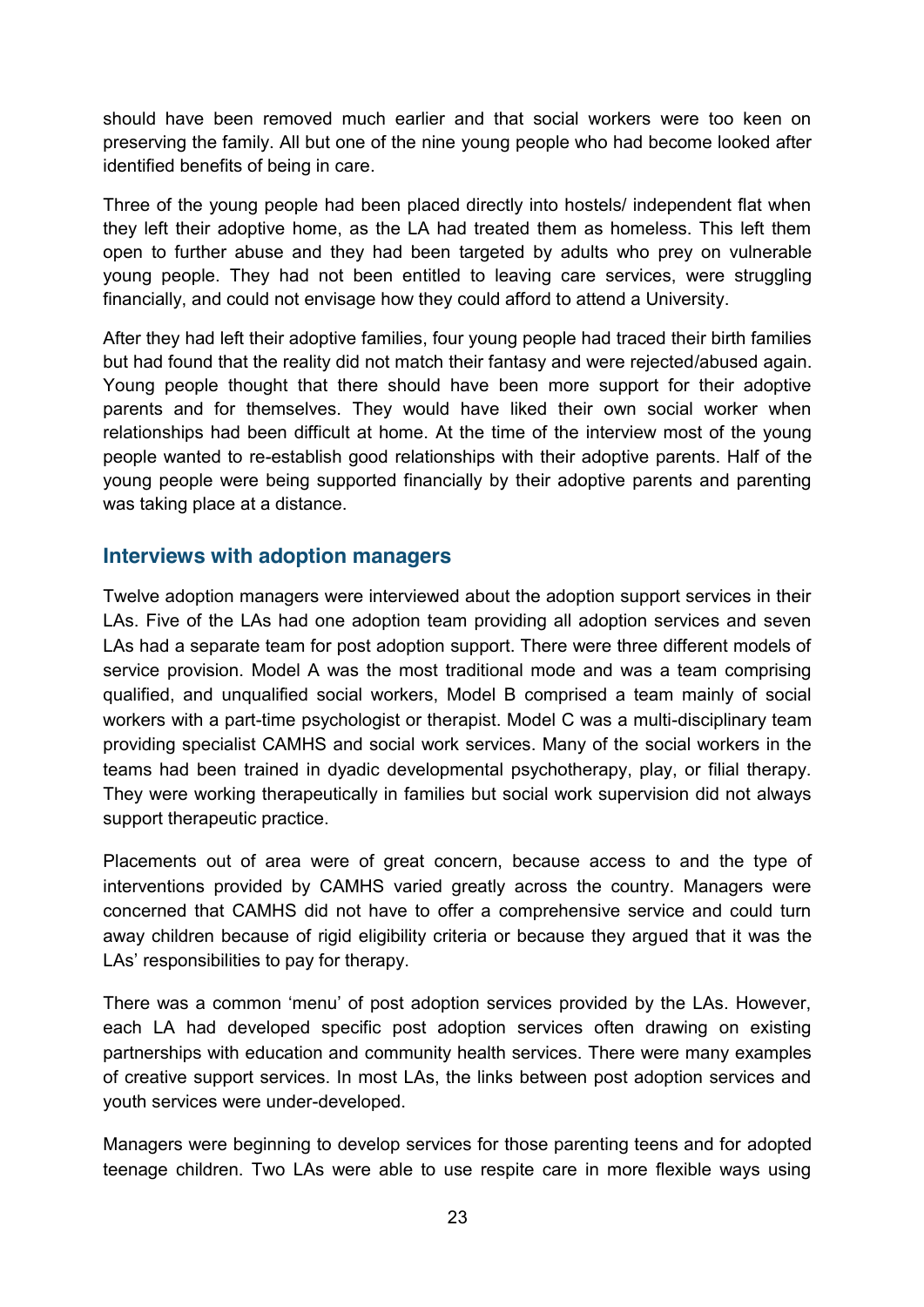should have been removed much earlier and that social workers were too keen on preserving the family. All but one of the nine young people who had become looked after identified benefits of being in care.

Three of the young people had been placed directly into hostels/ independent flat when they left their adoptive home, as the LA had treated them as homeless. This left them open to further abuse and they had been targeted by adults who prey on vulnerable young people. They had not been entitled to leaving care services, were struggling financially, and could not envisage how they could afford to attend a University.

After they had left their adoptive families, four young people had traced their birth families but had found that the reality did not match their fantasy and were rejected/abused again. Young people thought that there should have been more support for their adoptive parents and for themselves. They would have liked their own social worker when relationships had been difficult at home. At the time of the interview most of the young people wanted to re-establish good relationships with their adoptive parents. Half of the young people were being supported financially by their adoptive parents and parenting was taking place at a distance.

## Interviews with adoption managers

Twelve adoption managers were interviewed about the adoption support services in their LAs. Five of the LAs had one adoption team providing all adoption services and seven LAs had a separate team for post adoption support. There were three different models of service provision. Model A was the most traditional mode and was a team comprising qualified, and unqualified social workers, Model B comprised a team mainly of social workers with a part-time psychologist or therapist. Model C was a multi-disciplinary team providing specialist CAMHS and social work services. Many of the social workers in the teams had been trained in dyadic developmental psychotherapy, play, or filial therapy. They were working therapeutically in families but social work supervision did not always support therapeutic practice.

Placements out of area were of great concern, because access to and the type of interventions provided by CAMHS varied greatly across the country. Managers were concerned that CAMHS did not have to offer a comprehensive service and could turn away children because of rigid eligibility criteria or because they argued that it was the LAs' responsibilities to pay for therapy.

There was a common 'menu' of post adoption services provided by the LAs. However, each LA had developed specific post adoption services often drawing on existing partnerships with education and community health services. There were many examples of creative support services. In most LAs, the links between post adoption services and youth services were under-developed.

Managers were beginning to develop services for those parenting teens and for adopted teenage children. Two LAs were able to use respite care in more flexible ways using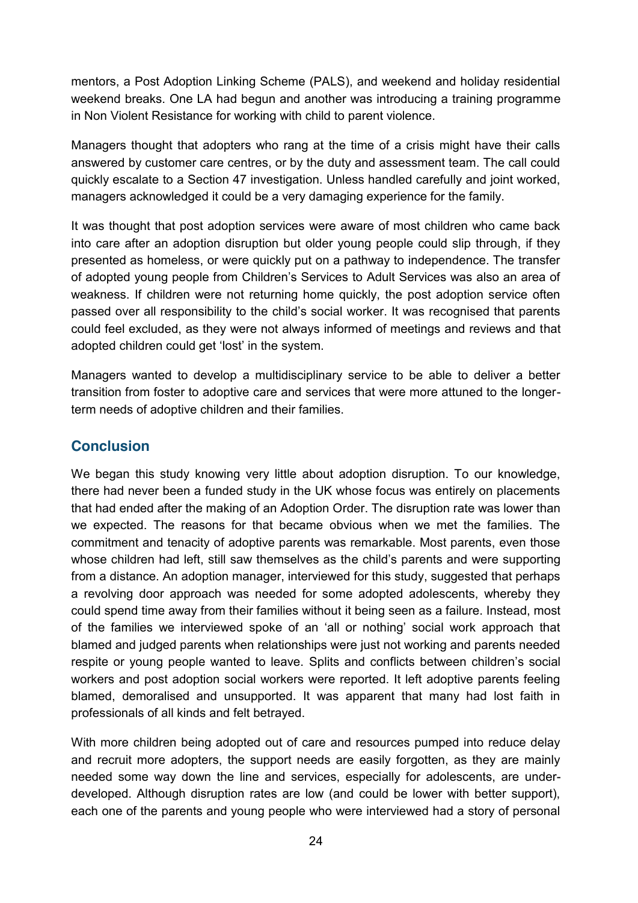mentors, a Post Adoption Linking Scheme (PALS), and weekend and holiday residential weekend breaks. One LA had begun and another was introducing a training programme in Non Violent Resistance for working with child to parent violence.

Managers thought that adopters who rang at the time of a crisis might have their calls answered by customer care centres, or by the duty and assessment team. The call could quickly escalate to a Section 47 investigation. Unless handled carefully and joint worked, managers acknowledged it could be a very damaging experience for the family.

It was thought that post adoption services were aware of most children who came back into care after an adoption disruption but older young people could slip through, if they presented as homeless, or were quickly put on a pathway to independence. The transfer of adopted young people from Children's Services to Adult Services was also an area of weakness. If children were not returning home quickly, the post adoption service often passed over all responsibility to the child's social worker. It was recognised that parents could feel excluded, as they were not always informed of meetings and reviews and that adopted children could get 'lost' in the system.

Managers wanted to develop a multidisciplinary service to be able to deliver a better transition from foster to adoptive care and services that were more attuned to the longer-term needs of adoptive children and their families.

## Conclusion

We began this study knowing very little about adoption disruption. To our knowledge, there had never been a funded study in the UK whose focus was entirely on placements that had ended after the making of an Adoption Order. The disruption rate was lower than we expected. The reasons for that became obvious when we met the families. The commitment and tenacity of adoptive parents was remarkable. Most parents, even those whose children had left, still saw themselves as the child's parents and were supporting from a distance. An adoption manager, interviewed for this study, suggested that perhaps a revolving door approach was needed for some adopted adolescents, whereby they could spend time away from their families without it being seen as a failure. Instead, most of the families we interviewed spoke of an 'all or nothing' social work approach that blamed and judged parents when relationships were just not working and parents needed respite or young people wanted to leave. Splits and conflicts between children's social workers and post adoption social workers were reported. It left adoptive parents feeling blamed, demoralised and unsupported. It was apparent that many had lost faith in professionals of all kinds and felt betrayed.

With more children being adopted out of care and resources pumped into reduce delay and recruit more adopters, the support needs are easily forgotten, as they are mainly needed some way down the line and services, especially for adolescents, are under-developed. Although disruption rates are low (and could be lower with better support), each one of the parents and young people who were interviewed had a story of personal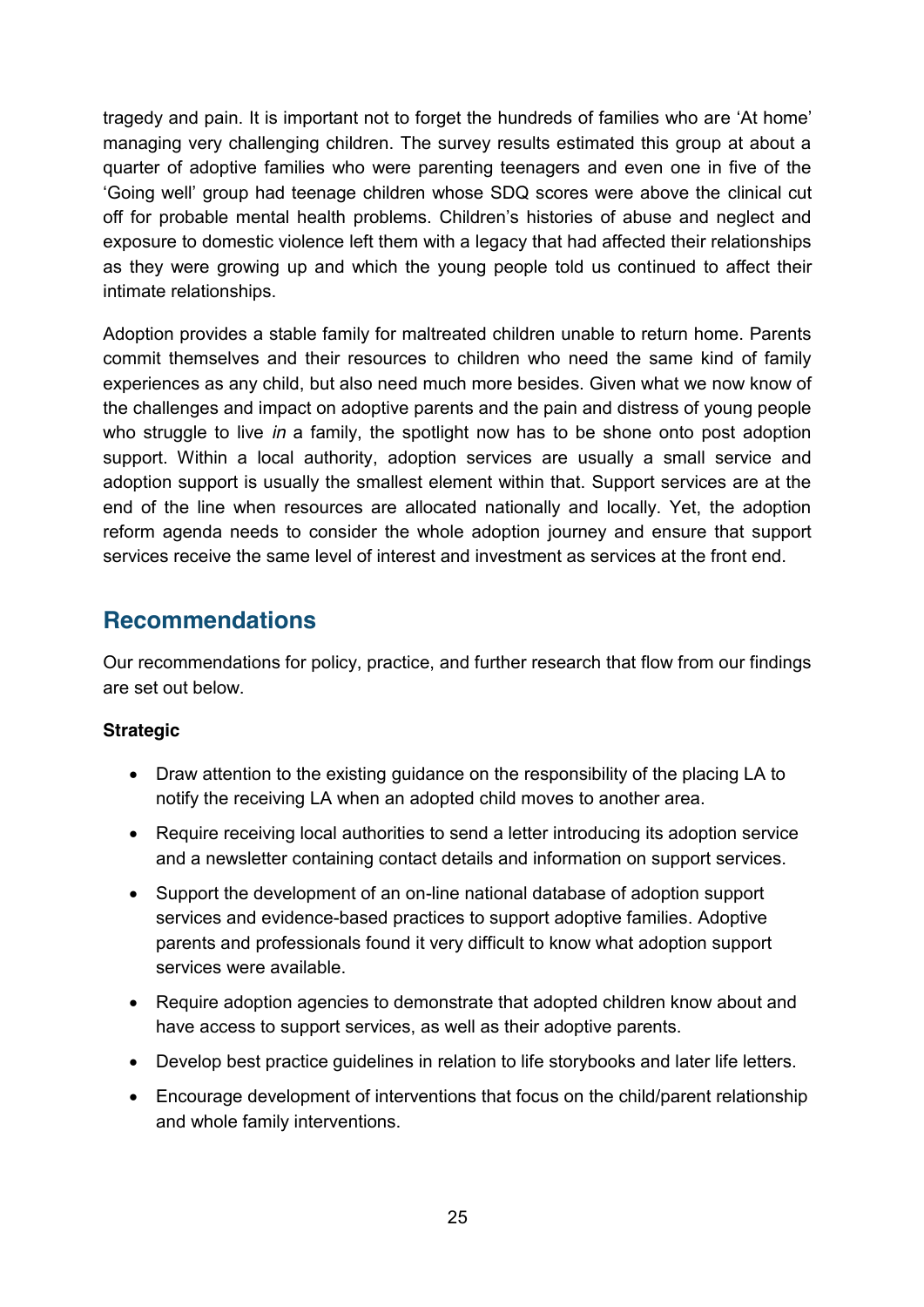tragedy and pain. It is important not to forget the hundreds of families who are 'At home' managing very challenging children. The survey results estimated this group at about a quarter of adoptive families who were parenting teenagers and even one in five of the 'Going well' group had teenage children whose SDQ scores were above the clinical cut off for probable mental health problems. Children's histories of abuse and neglect and exposure to domestic violence left them with a legacy that had affected their relationships as they were growing up and which the young people told us continued to affect their intimate relationships.

Adoption provides a stable family for maltreated children unable to return home. Parents commit themselves and their resources to children who need the same kind of family experiences as any child, but also need much more besides. Given what we now know of the challenges and impact on adoptive parents and the pain and distress of young people who struggle to live *in* a family, the spotlight now has to be shone onto post adoption support. Within a local authority, adoption services are usually a small service and adoption support is usually the smallest element within that. Support services are at the end of the line when resources are allocated nationally and locally. Yet, the adoption reform agenda needs to consider the whole adoption journey and ensure that support services receive the same level of interest and investment as services at the front end.

## Recommendations

Our recommendations for policy, practice, and further research that flow from our findings are set out below.

**Strategic**

- Draw attention to the existing guidance on the responsibility of the placing LA to notify the receiving LA when an adopted child moves to another area.
- Require receiving local authorities to send a letter introducing its adoption service and a newsletter containing contact details and information on support services.
- Support the development of an on-line national database of adoption support services and evidence-based practices to support adoptive families. Adoptive parents and professionals found it very difficult to know what adoption support services were available.
- Require adoption agencies to demonstrate that adopted children know about and have access to support services, as well as their adoptive parents.
- Develop best practice guidelines in relation to life storybooks and later life letters.
- Encourage development of interventions that focus on the child/parent relationship and whole family interventions.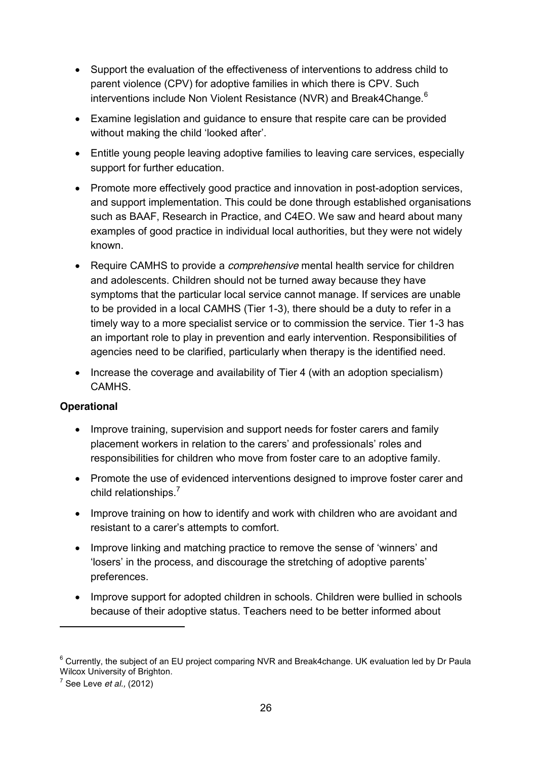- Support the evaluation of the effectiveness of interventions to address child to parent violence (CPV) for adoptive families in which there is CPV. Such interventions include Non Violent Resistance (NVR) and Break4Change.[6]
- Examine legislation and guidance to ensure that respite care can be provided without making the child 'looked after'.
- Entitle young people leaving adoptive families to leaving care services, especially support for further education.
- Promote more effectively good practice and innovation in post-adoption services, and support implementation. This could be done through established organisations such as BAAF, Research in Practice, and C4EO. We saw and heard about many examples of good practice in individual local authorities, but they were not widely known.
- Require CAMHS to provide a *comprehensive* mental health service for children and adolescents. Children should not be turned away because they have symptoms that the particular local service cannot manage. If services are unable to be provided in a local CAMHS (Tier 1-3), there should be a duty to refer in a timely way to a more specialist service or to commission the service. Tier 1-3 has an important role to play in prevention and early intervention. Responsibilities of agencies need to be clarified, particularly when therapy is the identified need.
- Increase the coverage and availability of Tier 4 (with an adoption specialism) CAMHS.

**Operational**

- Improve training, supervision and support needs for foster carers and family placement workers in relation to the carers' and professionals' roles and responsibilities for children who move from foster care to an adoptive family.
- Promote the use of evidenced interventions designed to improve foster carer and child relationships.[7]
- Improve training on how to identify and work with children who are avoidant and resistant to a carer's attempts to comfort.
- Improve linking and matching practice to remove the sense of 'winners' and 'losers' in the process, and discourage the stretching of adoptive parents' preferences.
- Improve support for adopted children in schools. Children were bullied in schools because of their adoptive status. Teachers need to be better informed about

[6] Currently, the subject of an EU project comparing NVR and Break4change. UK evaluation led by Dr Paula Wilcox University of Brighton.

[7] See Leve *et al.,* (2012)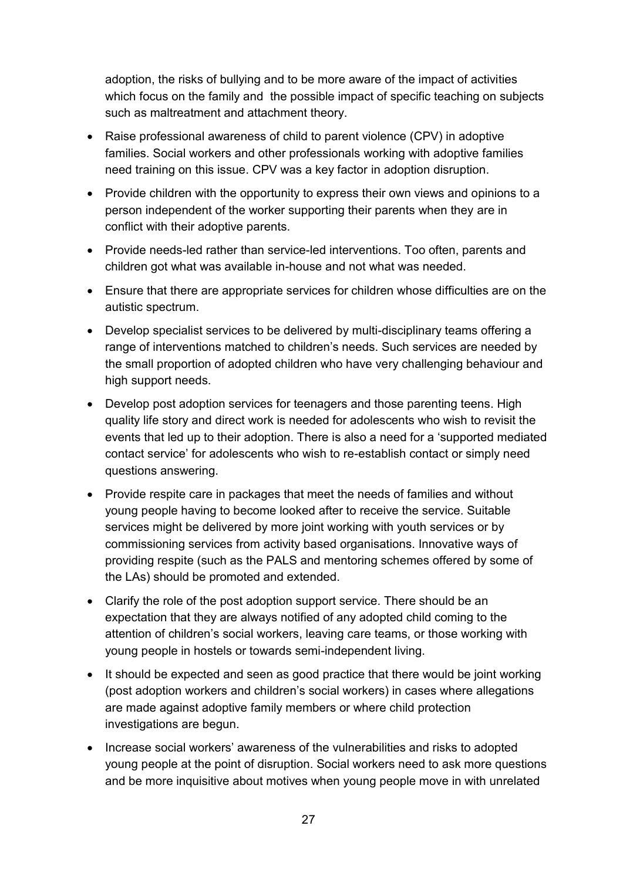adoption, the risks of bullying and to be more aware of the impact of activities which focus on the family and the possible impact of specific teaching on subjects such as maltreatment and attachment theory.

- Raise professional awareness of child to parent violence (CPV) in adoptive families. Social workers and other professionals working with adoptive families need training on this issue. CPV was a key factor in adoption disruption.
- Provide children with the opportunity to express their own views and opinions to a person independent of the worker supporting their parents when they are in conflict with their adoptive parents.
- Provide needs-led rather than service-led interventions. Too often, parents and children got what was available in-house and not what was needed.
- Ensure that there are appropriate services for children whose difficulties are on the autistic spectrum.
- Develop specialist services to be delivered by multi-disciplinary teams offering a range of interventions matched to children's needs. Such services are needed by the small proportion of adopted children who have very challenging behaviour and high support needs.
- Develop post adoption services for teenagers and those parenting teens. High quality life story and direct work is needed for adolescents who wish to revisit the events that led up to their adoption. There is also a need for a 'supported mediated contact service' for adolescents who wish to re-establish contact or simply need questions answering.
- Provide respite care in packages that meet the needs of families and without young people having to become looked after to receive the service. Suitable services might be delivered by more joint working with youth services or by commissioning services from activity based organisations. Innovative ways of providing respite (such as the PALS and mentoring schemes offered by some of the LAs) should be promoted and extended.
- Clarify the role of the post adoption support service. There should be an expectation that they are always notified of any adopted child coming to the attention of children's social workers, leaving care teams, or those working with young people in hostels or towards semi-independent living.
- It should be expected and seen as good practice that there would be joint working (post adoption workers and children's social workers) in cases where allegations are made against adoptive family members or where child protection investigations are begun.
- Increase social workers' awareness of the vulnerabilities and risks to adopted young people at the point of disruption. Social workers need to ask more questions and be more inquisitive about motives when young people move in with unrelated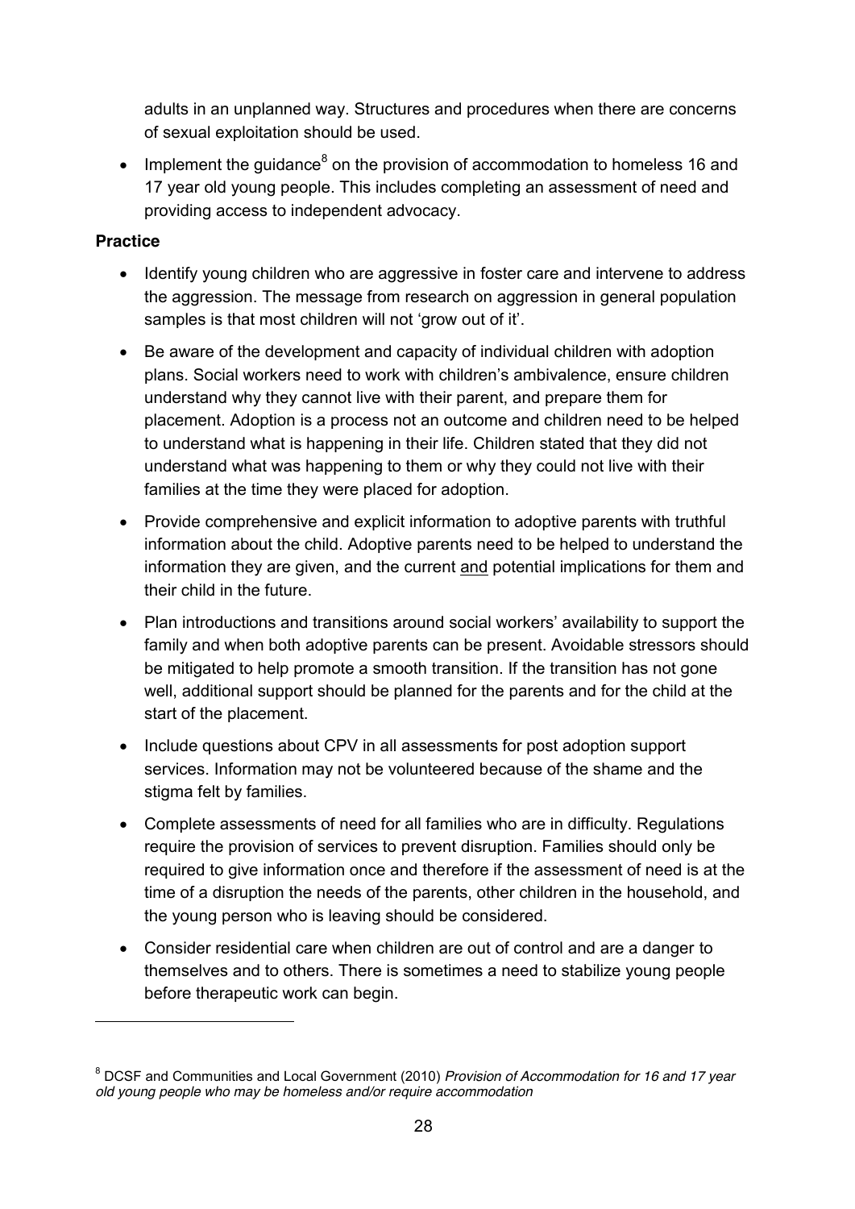adults in an unplanned way. Structures and procedures when there are concerns of sexual exploitation should be used.

- Implement the guidance[8] on the provision of accommodation to homeless 16 and 17 year old young people. This includes completing an assessment of need and providing access to independent advocacy.

**Practice**

- Identify young children who are aggressive in foster care and intervene to address the aggression. The message from research on aggression in general population samples is that most children will not 'grow out of it'.
- Be aware of the development and capacity of individual children with adoption plans. Social workers need to work with children's ambivalence, ensure children understand why they cannot live with their parent, and prepare them for placement. Adoption is a process not an outcome and children need to be helped to understand what is happening in their life. Children stated that they did not understand what was happening to them or why they could not live with their families at the time they were placed for adoption.
- Provide comprehensive and explicit information to adoptive parents with truthful information about the child. Adoptive parents need to be helped to understand the information they are given, and the current <u>and</u> potential implications for them and their child in the future.
- Plan introductions and transitions around social workers' availability to support the family and when both adoptive parents can be present. Avoidable stressors should be mitigated to help promote a smooth transition. If the transition has not gone well, additional support should be planned for the parents and for the child at the start of the placement.
- Include questions about CPV in all assessments for post adoption support services. Information may not be volunteered because of the shame and the stigma felt by families.
- Complete assessments of need for all families who are in difficulty. Regulations require the provision of services to prevent disruption. Families should only be required to give information once and therefore if the assessment of need is at the time of a disruption the needs of the parents, other children in the household, and the young person who is leaving should be considered.
- Consider residential care when children are out of control and are a danger to themselves and to others. There is sometimes a need to stabilize young people before therapeutic work can begin.

---

[8] DCSF and Communities and Local Government (2010) *Provision of Accommodation for 16 and 17 year old young people who may be homeless and/or require accommodation*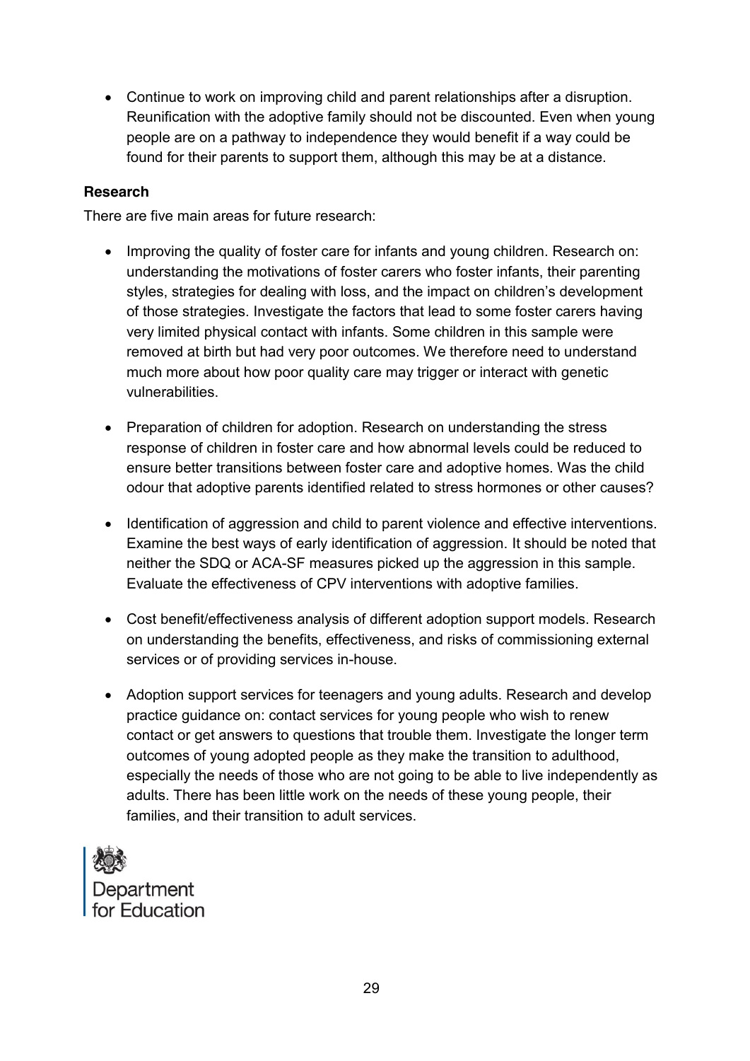- Continue to work on improving child and parent relationships after a disruption. Reunification with the adoptive family should not be discounted. Even when young people are on a pathway to independence they would benefit if a way could be found for their parents to support them, although this may be at a distance.

**Research**

There are five main areas for future research:

- Improving the quality of foster care for infants and young children. Research on: understanding the motivations of foster carers who foster infants, their parenting styles, strategies for dealing with loss, and the impact on children's development of those strategies. Investigate the factors that lead to some foster carers having very limited physical contact with infants. Some children in this sample were removed at birth but had very poor outcomes. We therefore need to understand much more about how poor quality care may trigger or interact with genetic vulnerabilities.

- Preparation of children for adoption. Research on understanding the stress response of children in foster care and how abnormal levels could be reduced to ensure better transitions between foster care and adoptive homes. Was the child odour that adoptive parents identified related to stress hormones or other causes?

- Identification of aggression and child to parent violence and effective interventions. Examine the best ways of early identification of aggression. It should be noted that neither the SDQ or ACA-SF measures picked up the aggression in this sample. Evaluate the effectiveness of CPV interventions with adoptive families.

- Cost benefit/effectiveness analysis of different adoption support models. Research on understanding the benefits, effectiveness, and risks of commissioning external services or of providing services in-house.

- Adoption support services for teenagers and young adults. Research and develop practice guidance on: contact services for young people who wish to renew contact or get answers to questions that trouble them. Investigate the longer term outcomes of young adopted people as they make the transition to adulthood, especially the needs of those who are not going to be able to live independently as adults. There has been little work on the needs of these young people, their families, and their transition to adult services.

Department for Education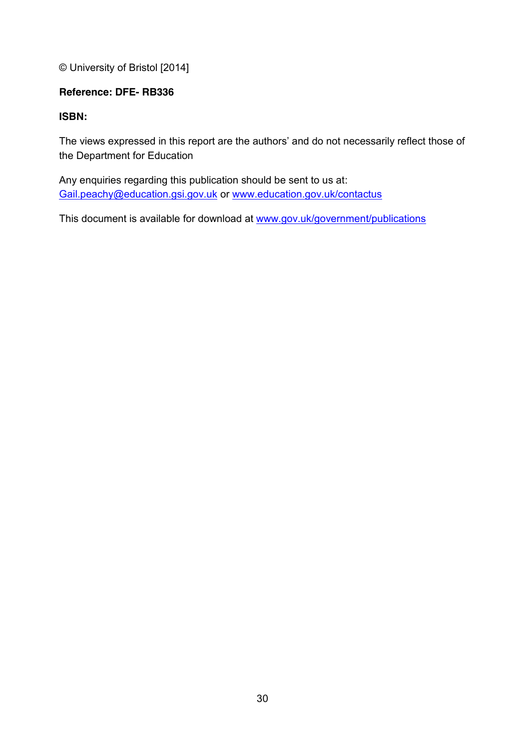© University of Bristol [2014]

**Reference: DFE- RB336**

**ISBN:**

The views expressed in this report are the authors' and do not necessarily reflect those of the Department for Education

Any enquiries regarding this publication should be sent to us at:
Gail.peachy@education.gsi.gov.uk or www.education.gov.uk/contactus

This document is available for download at www.gov.uk/government/publications